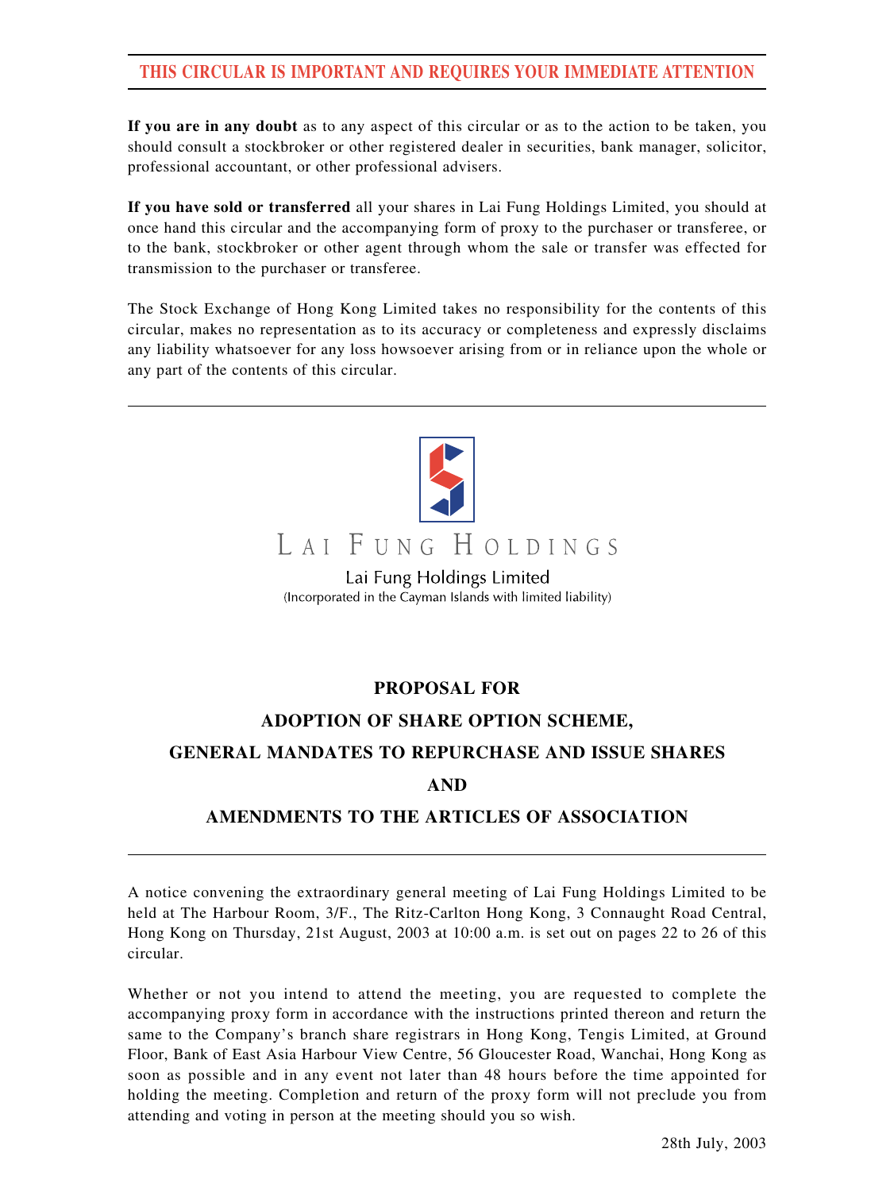**THIS CIRCULAR IS IMPORTANT AND REQUIRES YOUR IMMEDIATE ATTENTION**

**If you are in any doubt** as to any aspect of this circular or as to the action to be taken, you should consult a stockbroker or other registered dealer in securities, bank manager, solicitor, professional accountant, or other professional advisers.

**If you have sold or transferred** all your shares in Lai Fung Holdings Limited, you should at once hand this circular and the accompanying form of proxy to the purchaser or transferee, or to the bank, stockbroker or other agent through whom the sale or transfer was effected for transmission to the purchaser or transferee.

The Stock Exchange of Hong Kong Limited takes no responsibility for the contents of this circular, makes no representation as to its accuracy or completeness and expressly disclaims any liability whatsoever for any loss howsoever arising from or in reliance upon the whole or any part of the contents of this circular.

LAI FUNG HOLDINGS

Lai Fung Holdings Limited

(Incorporated in the Cayman Islands with limited liability)

# PROPOSAL FOR ADOPTION OF SHARE OPTION SCHEME, GENERAL MANDATES TO REPURCHASE AND ISSUE SHARES AND AMENDMENTS TO THE ARTICLES OF ASSOCIATION

A notice convening the extraordinary general meeting of Lai Fung Holdings Limited to be held at The Harbour Room, 3/F., The Ritz-Carlton Hong Kong, 3 Connaught Road Central, Hong Kong on Thursday, 21st August, 2003 at 10:00 a.m. is set out on pages 22 to 26 of this circular.

Whether or not you intend to attend the meeting, you are requested to complete the accompanying proxy form in accordance with the instructions printed thereon and return the same to the Company's branch share registrars in Hong Kong, Tengis Limited, at Ground Floor, Bank of East Asia Harbour View Centre, 56 Gloucester Road, Wanchai, Hong Kong as soon as possible and in any event not later than 48 hours before the time appointed for holding the meeting. Completion and return of the proxy form will not preclude you from attending and voting in person at the meeting should you so wish.

28th July, 2003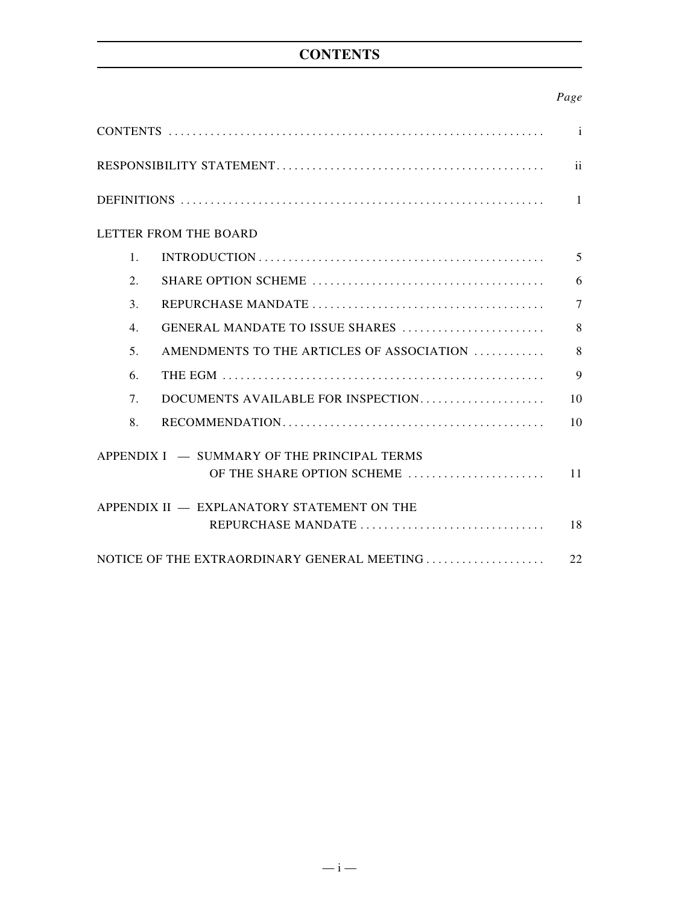# CONTENTS

| | Page |
|---|---|
| CONTENTS | i |
| RESPONSIBILITY STATEMENT | ii |
| DEFINITIONS | 1 |
| LETTER FROM THE BOARD | |
| 1. INTRODUCTION | 5 |
| 2. SHARE OPTION SCHEME | 6 |
| 3. REPURCHASE MANDATE | 7 |
| 4. GENERAL MANDATE TO ISSUE SHARES | 8 |
| 5. AMENDMENTS TO THE ARTICLES OF ASSOCIATION | 8 |
| 6. THE EGM | 9 |
| 7. DOCUMENTS AVAILABLE FOR INSPECTION | 10 |
| 8. RECOMMENDATION | 10 |
| APPENDIX I — SUMMARY OF THE PRINCIPAL TERMS OF THE SHARE OPTION SCHEME | 11 |
| APPENDIX II — EXPLANATORY STATEMENT ON THE REPURCHASE MANDATE | 18 |
| NOTICE OF THE EXTRAORDINARY GENERAL MEETING | 22 |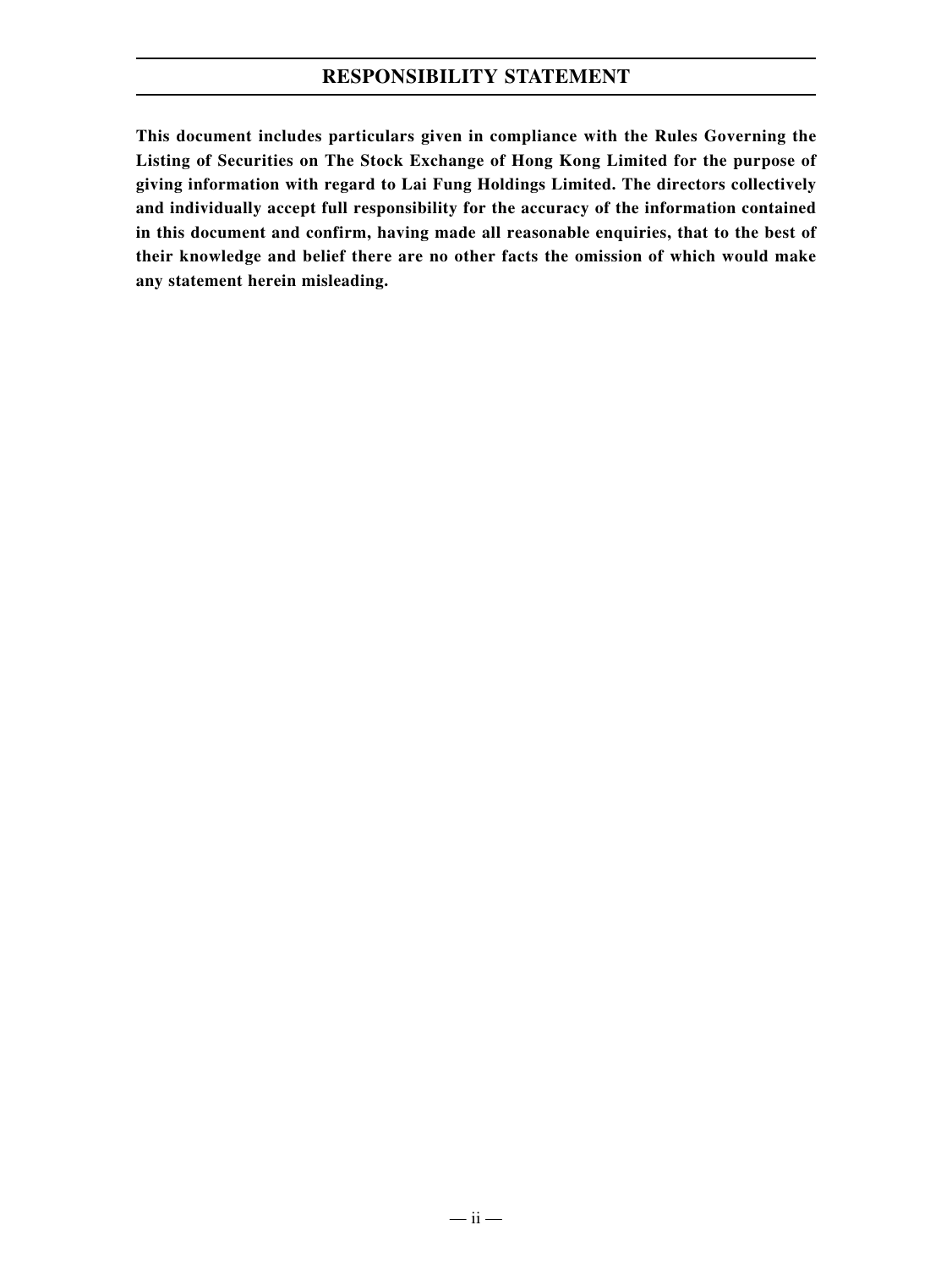# RESPONSIBILITY STATEMENT

**This document includes particulars given in compliance with the Rules Governing the Listing of Securities on The Stock Exchange of Hong Kong Limited for the purpose of giving information with regard to Lai Fung Holdings Limited. The directors collectively and individually accept full responsibility for the accuracy of the information contained in this document and confirm, having made all reasonable enquiries, that to the best of their knowledge and belief there are no other facts the omission of which would make any statement herein misleading.**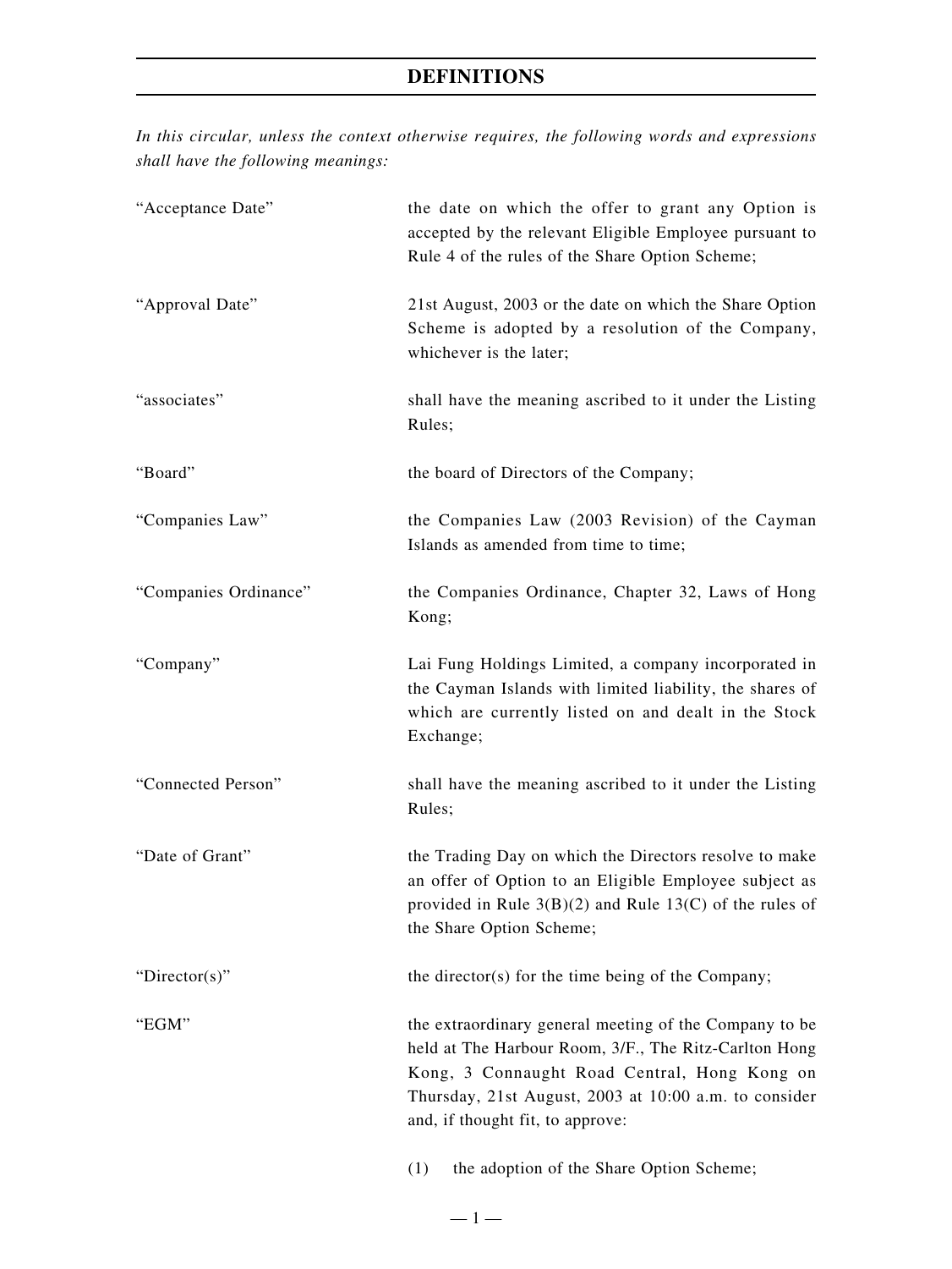# DEFINITIONS

*In this circular, unless the context otherwise requires, the following words and expressions shall have the following meanings:*

| | |
|---|---|
| "Acceptance Date" | the date on which the offer to grant any Option is accepted by the relevant Eligible Employee pursuant to Rule 4 of the rules of the Share Option Scheme; |
| "Approval Date" | 21st August, 2003 or the date on which the Share Option Scheme is adopted by a resolution of the Company, whichever is the later; |
| "associates" | shall have the meaning ascribed to it under the Listing Rules; |
| "Board" | the board of Directors of the Company; |
| "Companies Law" | the Companies Law (2003 Revision) of the Cayman Islands as amended from time to time; |
| "Companies Ordinance" | the Companies Ordinance, Chapter 32, Laws of Hong Kong; |
| "Company" | Lai Fung Holdings Limited, a company incorporated in the Cayman Islands with limited liability, the shares of which are currently listed on and dealt in the Stock Exchange; |
| "Connected Person" | shall have the meaning ascribed to it under the Listing Rules; |
| "Date of Grant" | the Trading Day on which the Directors resolve to make an offer of Option to an Eligible Employee subject as provided in Rule 3(B)(2) and Rule 13(C) of the rules of the Share Option Scheme; |
| "Director(s)" | the director(s) for the time being of the Company; |
| "EGM" | the extraordinary general meeting of the Company to be held at The Harbour Room, 3/F., The Ritz-Carlton Hong Kong, 3 Connaught Road Central, Hong Kong on Thursday, 21st August, 2003 at 10:00 a.m. to consider and, if thought fit, to approve:<br><br>(1) the adoption of the Share Option Scheme; |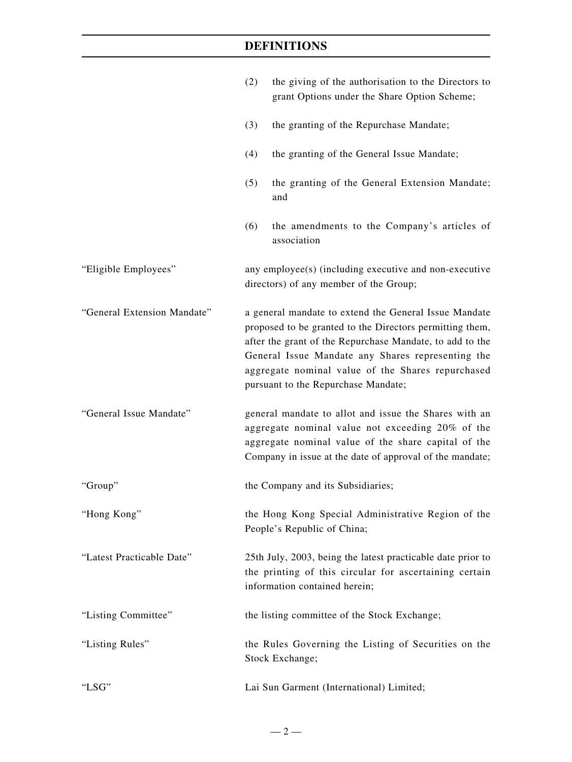## DEFINITIONS

| | |
|---|---|
| | (2) the giving of the authorisation to the Directors to grant Options under the Share Option Scheme;<br><br>(3) the granting of the Repurchase Mandate;<br><br>(4) the granting of the General Issue Mandate;<br><br>(5) the granting of the General Extension Mandate; and<br><br>(6) the amendments to the Company's articles of association |
| "Eligible Employees" | any employee(s) (including executive and non-executive directors) of any member of the Group; |
| "General Extension Mandate" | a general mandate to extend the General Issue Mandate proposed to be granted to the Directors permitting them, after the grant of the Repurchase Mandate, to add to the General Issue Mandate any Shares representing the aggregate nominal value of the Shares repurchased pursuant to the Repurchase Mandate; |
| "General Issue Mandate" | general mandate to allot and issue the Shares with an aggregate nominal value not exceeding 20% of the aggregate nominal value of the share capital of the Company in issue at the date of approval of the mandate; |
| "Group" | the Company and its Subsidiaries; |
| "Hong Kong" | the Hong Kong Special Administrative Region of the People's Republic of China; |
| "Latest Practicable Date" | 25th July, 2003, being the latest practicable date prior to the printing of this circular for ascertaining certain information contained herein; |
| "Listing Committee" | the listing committee of the Stock Exchange; |
| "Listing Rules" | the Rules Governing the Listing of Securities on the Stock Exchange; |
| "LSG" | Lai Sun Garment (International) Limited; |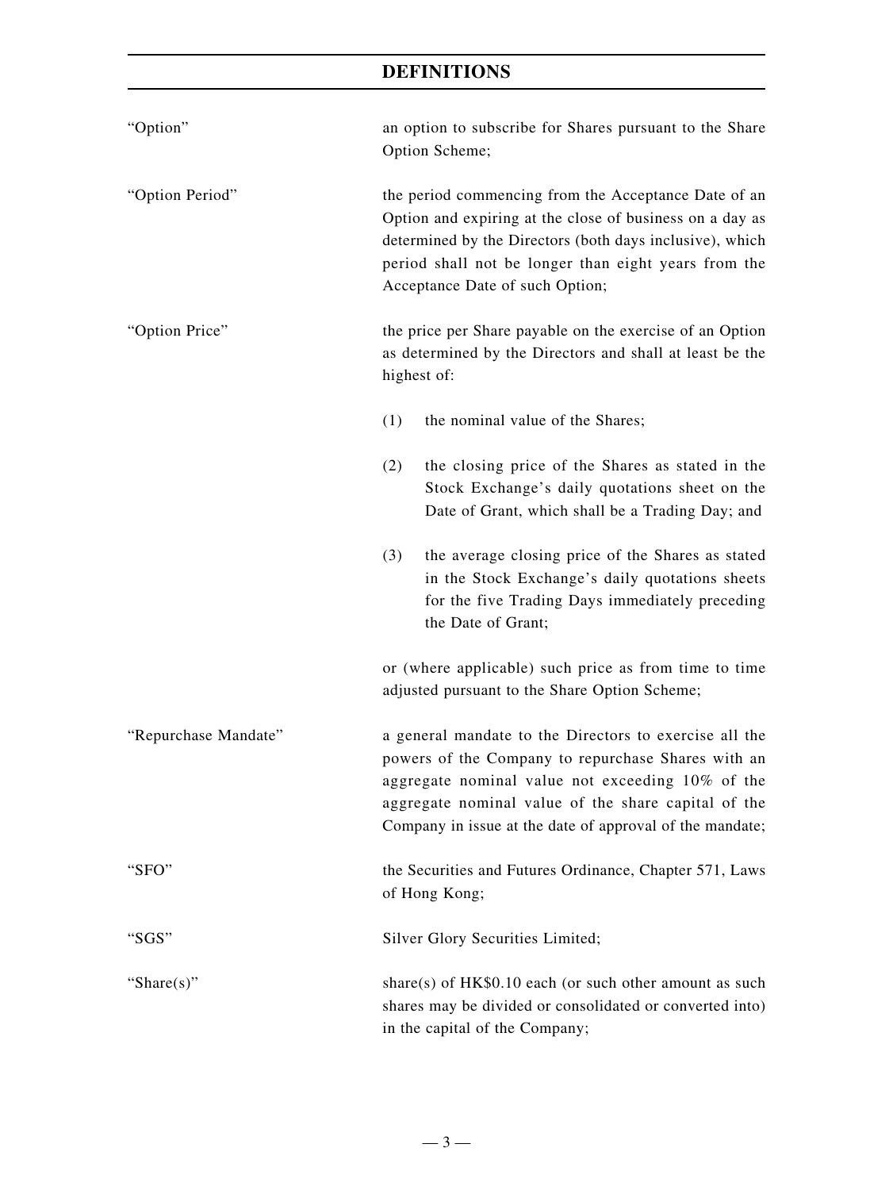## DEFINITIONS

| | |
|---|---|
| "Option" | an option to subscribe for Shares pursuant to the Share Option Scheme; |
| "Option Period" | the period commencing from the Acceptance Date of an Option and expiring at the close of business on a day as determined by the Directors (both days inclusive), which period shall not be longer than eight years from the Acceptance Date of such Option; |
| "Option Price" | the price per Share payable on the exercise of an Option as determined by the Directors and shall at least be the highest of:<br><br>(1) the nominal value of the Shares;<br><br>(2) the closing price of the Shares as stated in the Stock Exchange's daily quotations sheet on the Date of Grant, which shall be a Trading Day; and<br><br>(3) the average closing price of the Shares as stated in the Stock Exchange's daily quotations sheets for the five Trading Days immediately preceding the Date of Grant;<br><br>or (where applicable) such price as from time to time adjusted pursuant to the Share Option Scheme; |
| "Repurchase Mandate" | a general mandate to the Directors to exercise all the powers of the Company to repurchase Shares with an aggregate nominal value not exceeding 10% of the aggregate nominal value of the share capital of the Company in issue at the date of approval of the mandate; |
| "SFO" | the Securities and Futures Ordinance, Chapter 571, Laws of Hong Kong; |
| "SGS" | Silver Glory Securities Limited; |
| "Share(s)" | share(s) of HK$0.10 each (or such other amount as such shares may be divided or consolidated or converted into) in the capital of the Company; |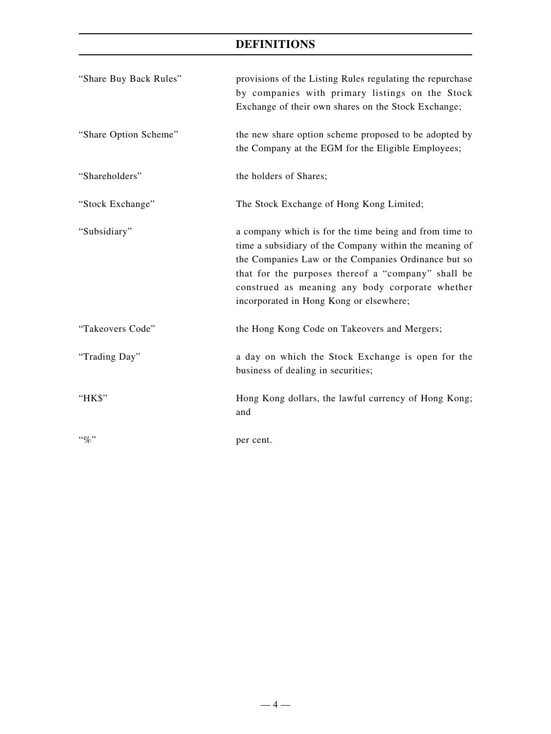# DEFINITIONS

| | |
|---|---|
| "Share Buy Back Rules" | provisions of the Listing Rules regulating the repurchase by companies with primary listings on the Stock Exchange of their own shares on the Stock Exchange; |
| "Share Option Scheme" | the new share option scheme proposed to be adopted by the Company at the EGM for the Eligible Employees; |
| "Shareholders" | the holders of Shares; |
| "Stock Exchange" | The Stock Exchange of Hong Kong Limited; |
| "Subsidiary" | a company which is for the time being and from time to time a subsidiary of the Company within the meaning of the Companies Law or the Companies Ordinance but so that for the purposes thereof a "company" shall be construed as meaning any body corporate whether incorporated in Hong Kong or elsewhere; |
| "Takeovers Code" | the Hong Kong Code on Takeovers and Mergers; |
| "Trading Day" | a day on which the Stock Exchange is open for the business of dealing in securities; |
| "HK$" | Hong Kong dollars, the lawful currency of Hong Kong; and |
| "%" | per cent. |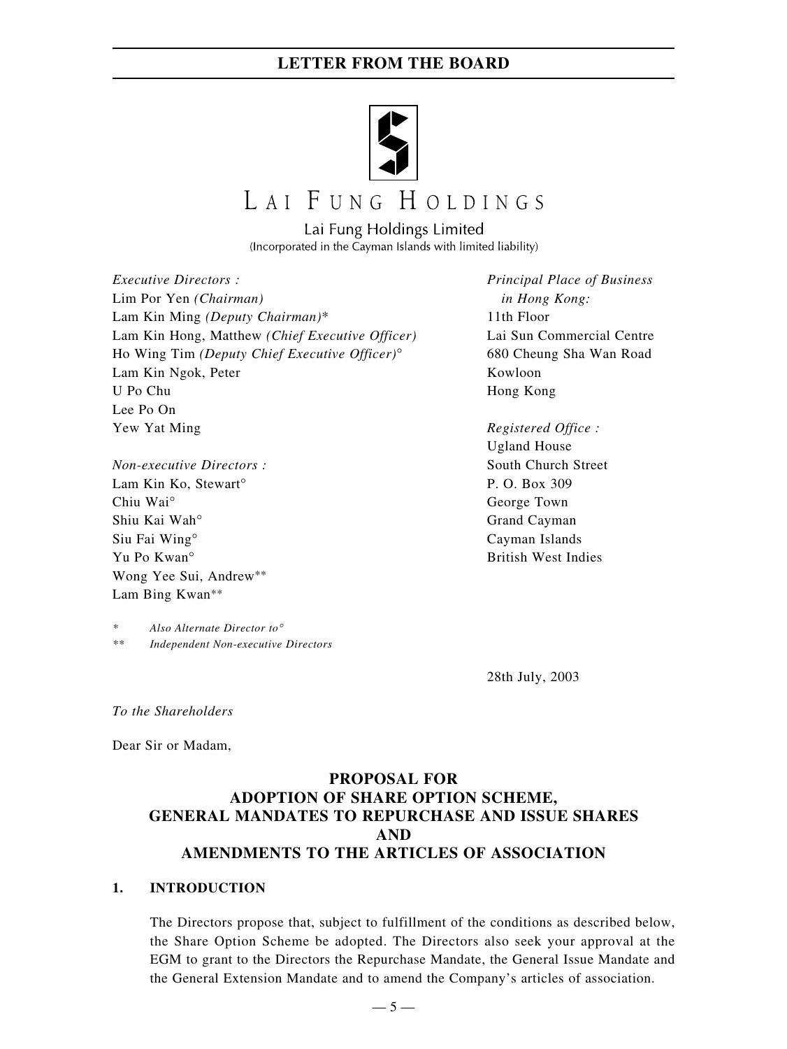# LETTER FROM THE BOARD

LAI FUNG HOLDINGS

Lai Fung Holdings Limited
(Incorporated in the Cayman Islands with limited liability)

*Executive Directors :*
Lim Por Yen *(Chairman)*
Lam Kin Ming *(Deputy Chairman)*\*
Lam Kin Hong, Matthew *(Chief Executive Officer)*
Ho Wing Tim *(Deputy Chief Executive Officer)*°
Lam Kin Ngok, Peter
U Po Chu
Lee Po On
Yew Yat Ming

*Non-executive Directors :*
Lam Kin Ko, Stewart°
Chiu Wai°
Shiu Kai Wah°
Siu Fai Wing°
Yu Po Kwan°
Wong Yee Sui, Andrew\*\*
Lam Bing Kwan\*\*

\* *Also Alternate Director to°*
\*\* *Independent Non-executive Directors*

*Principal Place of Business in Hong Kong:*
11th Floor
Lai Sun Commercial Centre
680 Cheung Sha Wan Road
Kowloon
Hong Kong

*Registered Office :*
Ugland House
South Church Street
P. O. Box 309
George Town
Grand Cayman
Cayman Islands
British West Indies

28th July, 2003

*To the Shareholders*

Dear Sir or Madam,

## PROPOSAL FOR ADOPTION OF SHARE OPTION SCHEME, GENERAL MANDATES TO REPURCHASE AND ISSUE SHARES AND AMENDMENTS TO THE ARTICLES OF ASSOCIATION

### 1. INTRODUCTION

The Directors propose that, subject to fulfillment of the conditions as described below, the Share Option Scheme be adopted. The Directors also seek your approval at the EGM to grant to the Directors the Repurchase Mandate, the General Issue Mandate and the General Extension Mandate and to amend the Company's articles of association.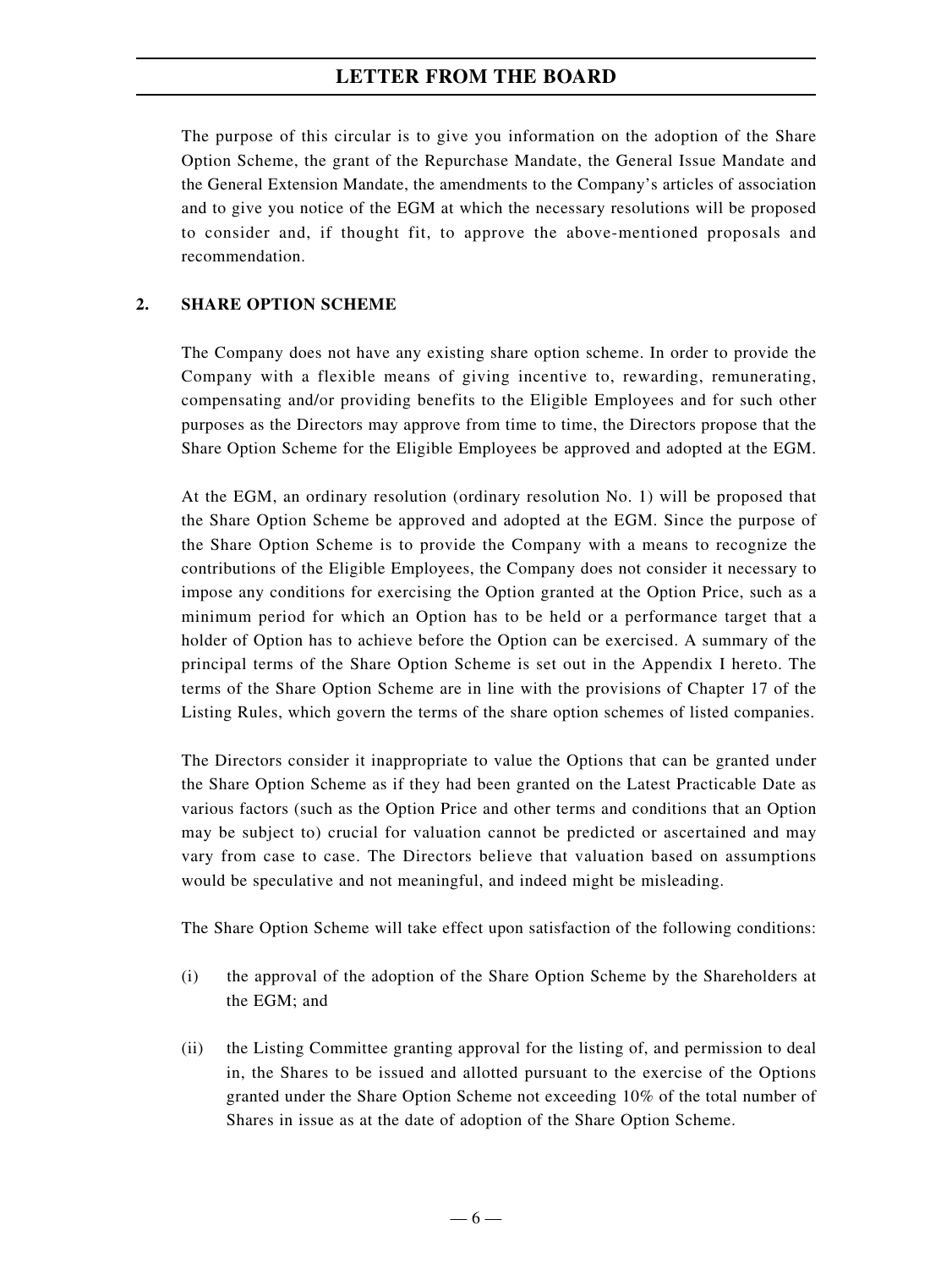The purpose of this circular is to give you information on the adoption of the Share Option Scheme, the grant of the Repurchase Mandate, the General Issue Mandate and the General Extension Mandate, the amendments to the Company's articles of association and to give you notice of the EGM at which the necessary resolutions will be proposed to consider and, if thought fit, to approve the above-mentioned proposals and recommendation.

## 2. SHARE OPTION SCHEME

The Company does not have any existing share option scheme. In order to provide the Company with a flexible means of giving incentive to, rewarding, remunerating, compensating and/or providing benefits to the Eligible Employees and for such other purposes as the Directors may approve from time to time, the Directors propose that the Share Option Scheme for the Eligible Employees be approved and adopted at the EGM.

At the EGM, an ordinary resolution (ordinary resolution No. 1) will be proposed that the Share Option Scheme be approved and adopted at the EGM. Since the purpose of the Share Option Scheme is to provide the Company with a means to recognize the contributions of the Eligible Employees, the Company does not consider it necessary to impose any conditions for exercising the Option granted at the Option Price, such as a minimum period for which an Option has to be held or a performance target that a holder of Option has to achieve before the Option can be exercised. A summary of the principal terms of the Share Option Scheme is set out in the Appendix I hereto. The terms of the Share Option Scheme are in line with the provisions of Chapter 17 of the Listing Rules, which govern the terms of the share option schemes of listed companies.

The Directors consider it inappropriate to value the Options that can be granted under the Share Option Scheme as if they had been granted on the Latest Practicable Date as various factors (such as the Option Price and other terms and conditions that an Option may be subject to) crucial for valuation cannot be predicted or ascertained and may vary from case to case. The Directors believe that valuation based on assumptions would be speculative and not meaningful, and indeed might be misleading.

The Share Option Scheme will take effect upon satisfaction of the following conditions:

(i) the approval of the adoption of the Share Option Scheme by the Shareholders at the EGM; and

(ii) the Listing Committee granting approval for the listing of, and permission to deal in, the Shares to be issued and allotted pursuant to the exercise of the Options granted under the Share Option Scheme not exceeding 10% of the total number of Shares in issue as at the date of adoption of the Share Option Scheme.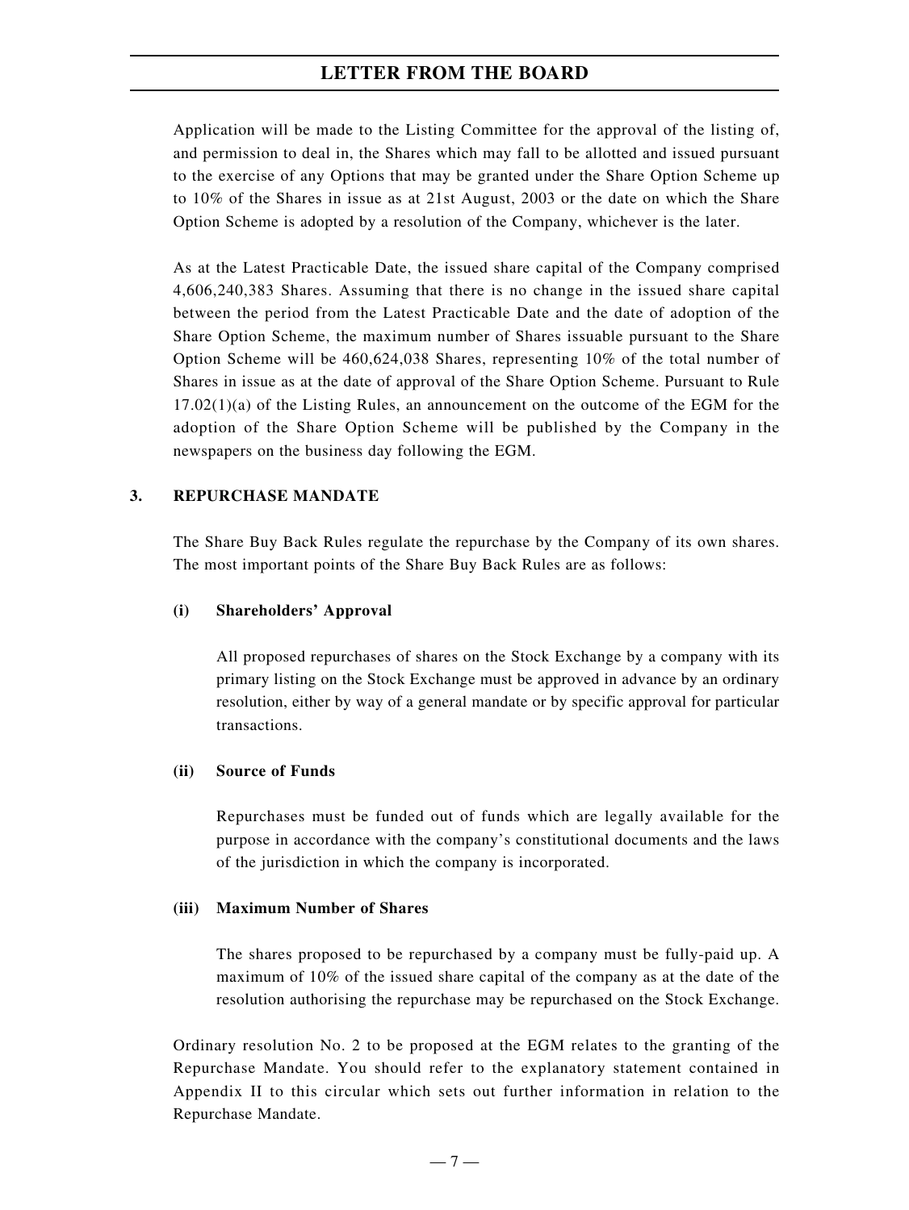Application will be made to the Listing Committee for the approval of the listing of, and permission to deal in, the Shares which may fall to be allotted and issued pursuant to the exercise of any Options that may be granted under the Share Option Scheme up to 10% of the Shares in issue as at 21st August, 2003 or the date on which the Share Option Scheme is adopted by a resolution of the Company, whichever is the later.

As at the Latest Practicable Date, the issued share capital of the Company comprised 4,606,240,383 Shares. Assuming that there is no change in the issued share capital between the period from the Latest Practicable Date and the date of adoption of the Share Option Scheme, the maximum number of Shares issuable pursuant to the Share Option Scheme will be 460,624,038 Shares, representing 10% of the total number of Shares in issue as at the date of approval of the Share Option Scheme. Pursuant to Rule 17.02(1)(a) of the Listing Rules, an announcement on the outcome of the EGM for the adoption of the Share Option Scheme will be published by the Company in the newspapers on the business day following the EGM.

## 3. REPURCHASE MANDATE

The Share Buy Back Rules regulate the repurchase by the Company of its own shares. The most important points of the Share Buy Back Rules are as follows:

### (i) Shareholders' Approval

All proposed repurchases of shares on the Stock Exchange by a company with its primary listing on the Stock Exchange must be approved in advance by an ordinary resolution, either by way of a general mandate or by specific approval for particular transactions.

### (ii) Source of Funds

Repurchases must be funded out of funds which are legally available for the purpose in accordance with the company's constitutional documents and the laws of the jurisdiction in which the company is incorporated.

### (iii) Maximum Number of Shares

The shares proposed to be repurchased by a company must be fully-paid up. A maximum of 10% of the issued share capital of the company as at the date of the resolution authorising the repurchase may be repurchased on the Stock Exchange.

Ordinary resolution No. 2 to be proposed at the EGM relates to the granting of the Repurchase Mandate. You should refer to the explanatory statement contained in Appendix II to this circular which sets out further information in relation to the Repurchase Mandate.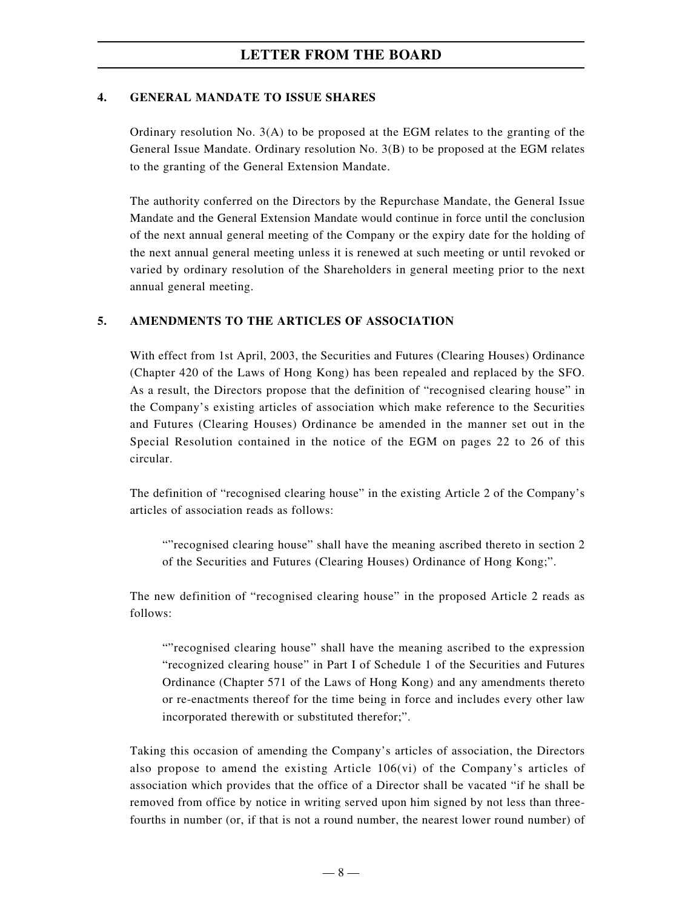## 4. GENERAL MANDATE TO ISSUE SHARES

Ordinary resolution No. 3(A) to be proposed at the EGM relates to the granting of the General Issue Mandate. Ordinary resolution No. 3(B) to be proposed at the EGM relates to the granting of the General Extension Mandate.

The authority conferred on the Directors by the Repurchase Mandate, the General Issue Mandate and the General Extension Mandate would continue in force until the conclusion of the next annual general meeting of the Company or the expiry date for the holding of the next annual general meeting unless it is renewed at such meeting or until revoked or varied by ordinary resolution of the Shareholders in general meeting prior to the next annual general meeting.

## 5. AMENDMENTS TO THE ARTICLES OF ASSOCIATION

With effect from 1st April, 2003, the Securities and Futures (Clearing Houses) Ordinance (Chapter 420 of the Laws of Hong Kong) has been repealed and replaced by the SFO. As a result, the Directors propose that the definition of "recognised clearing house" in the Company's existing articles of association which make reference to the Securities and Futures (Clearing Houses) Ordinance be amended in the manner set out in the Special Resolution contained in the notice of the EGM on pages 22 to 26 of this circular.

The definition of "recognised clearing house" in the existing Article 2 of the Company's articles of association reads as follows:

> ""recognised clearing house" shall have the meaning ascribed thereto in section 2 of the Securities and Futures (Clearing Houses) Ordinance of Hong Kong;".

The new definition of "recognised clearing house" in the proposed Article 2 reads as follows:

> ""recognised clearing house" shall have the meaning ascribed to the expression "recognized clearing house" in Part I of Schedule 1 of the Securities and Futures Ordinance (Chapter 571 of the Laws of Hong Kong) and any amendments thereto or re-enactments thereof for the time being in force and includes every other law incorporated therewith or substituted therefor;".

Taking this occasion of amending the Company's articles of association, the Directors also propose to amend the existing Article 106(vi) of the Company's articles of association which provides that the office of a Director shall be vacated "if he shall be removed from office by notice in writing served upon him signed by not less than three-fourths in number (or, if that is not a round number, the nearest lower round number) of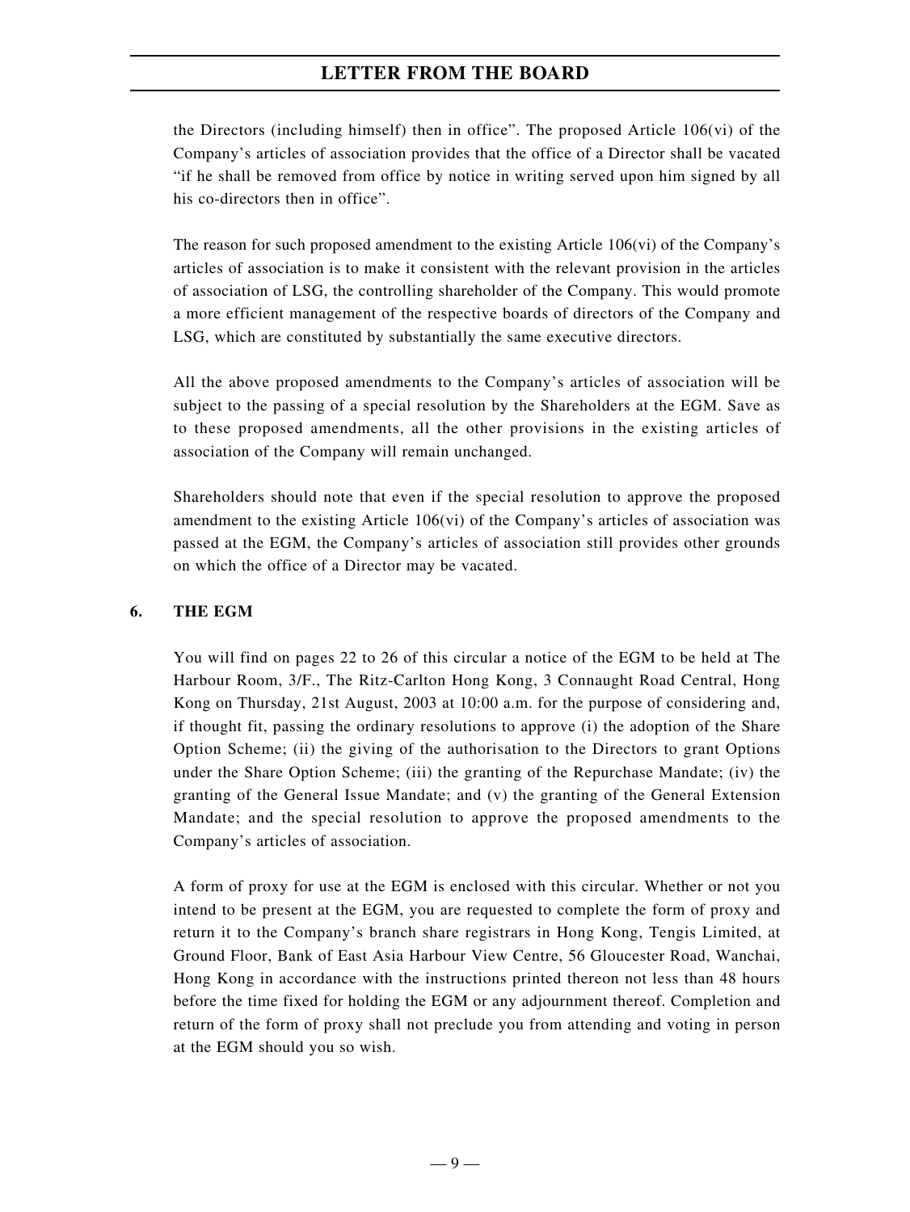the Directors (including himself) then in office". The proposed Article 106(vi) of the Company's articles of association provides that the office of a Director shall be vacated "if he shall be removed from office by notice in writing served upon him signed by all his co-directors then in office".

The reason for such proposed amendment to the existing Article 106(vi) of the Company's articles of association is to make it consistent with the relevant provision in the articles of association of LSG, the controlling shareholder of the Company. This would promote a more efficient management of the respective boards of directors of the Company and LSG, which are constituted by substantially the same executive directors.

All the above proposed amendments to the Company's articles of association will be subject to the passing of a special resolution by the Shareholders at the EGM. Save as to these proposed amendments, all the other provisions in the existing articles of association of the Company will remain unchanged.

Shareholders should note that even if the special resolution to approve the proposed amendment to the existing Article 106(vi) of the Company's articles of association was passed at the EGM, the Company's articles of association still provides other grounds on which the office of a Director may be vacated.

## 6. THE EGM

You will find on pages 22 to 26 of this circular a notice of the EGM to be held at The Harbour Room, 3/F., The Ritz-Carlton Hong Kong, 3 Connaught Road Central, Hong Kong on Thursday, 21st August, 2003 at 10:00 a.m. for the purpose of considering and, if thought fit, passing the ordinary resolutions to approve (i) the adoption of the Share Option Scheme; (ii) the giving of the authorisation to the Directors to grant Options under the Share Option Scheme; (iii) the granting of the Repurchase Mandate; (iv) the granting of the General Issue Mandate; and (v) the granting of the General Extension Mandate; and the special resolution to approve the proposed amendments to the Company's articles of association.

A form of proxy for use at the EGM is enclosed with this circular. Whether or not you intend to be present at the EGM, you are requested to complete the form of proxy and return it to the Company's branch share registrars in Hong Kong, Tengis Limited, at Ground Floor, Bank of East Asia Harbour View Centre, 56 Gloucester Road, Wanchai, Hong Kong in accordance with the instructions printed thereon not less than 48 hours before the time fixed for holding the EGM or any adjournment thereof. Completion and return of the form of proxy shall not preclude you from attending and voting in person at the EGM should you so wish.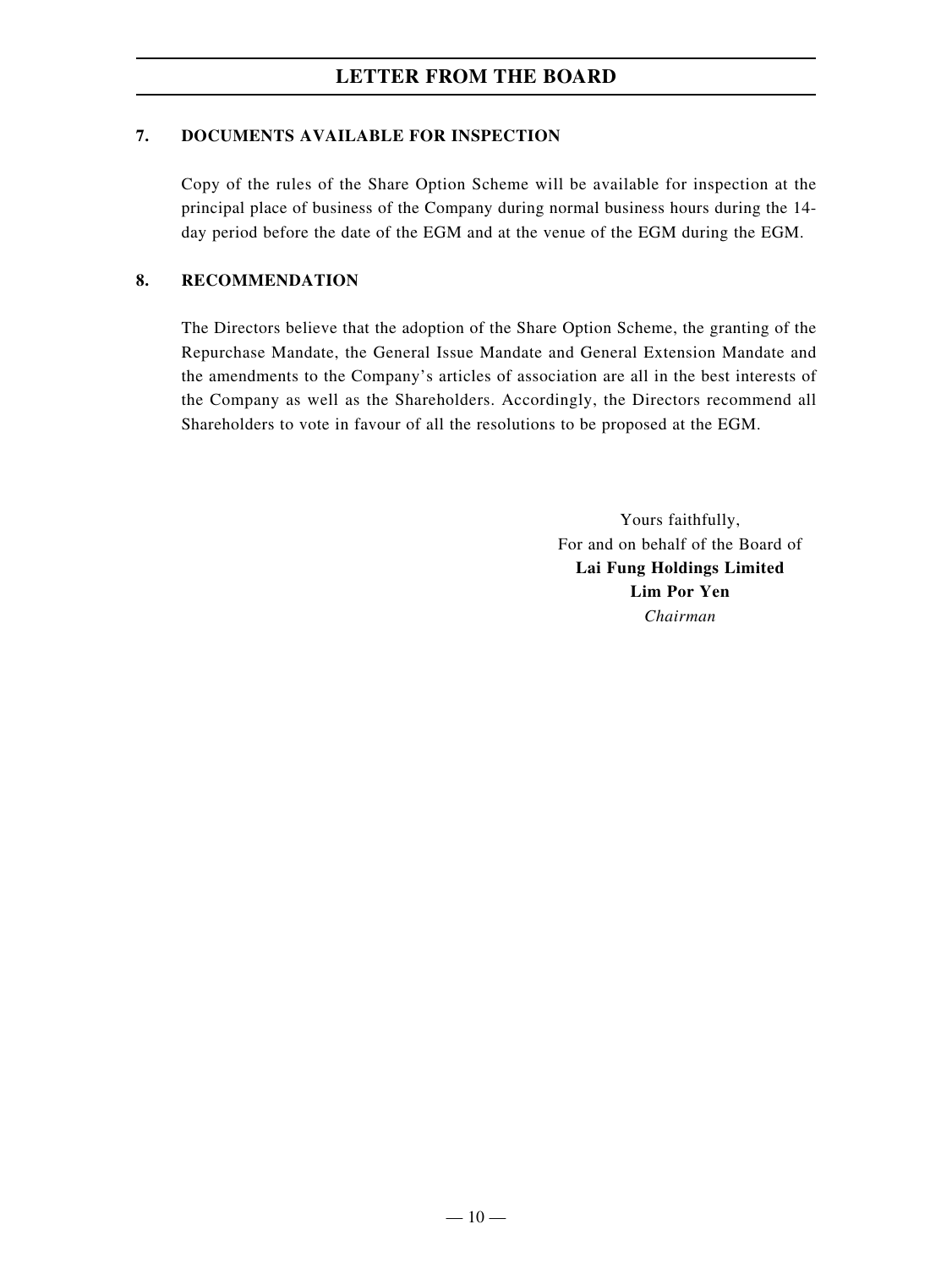## 7. DOCUMENTS AVAILABLE FOR INSPECTION

Copy of the rules of the Share Option Scheme will be available for inspection at the principal place of business of the Company during normal business hours during the 14-day period before the date of the EGM and at the venue of the EGM during the EGM.

## 8. RECOMMENDATION

The Directors believe that the adoption of the Share Option Scheme, the granting of the Repurchase Mandate, the General Issue Mandate and General Extension Mandate and the amendments to the Company's articles of association are all in the best interests of the Company as well as the Shareholders. Accordingly, the Directors recommend all Shareholders to vote in favour of all the resolutions to be proposed at the EGM.

Yours faithfully,
For and on behalf of the Board of
**Lai Fung Holdings Limited**
**Lim Por Yen**
*Chairman*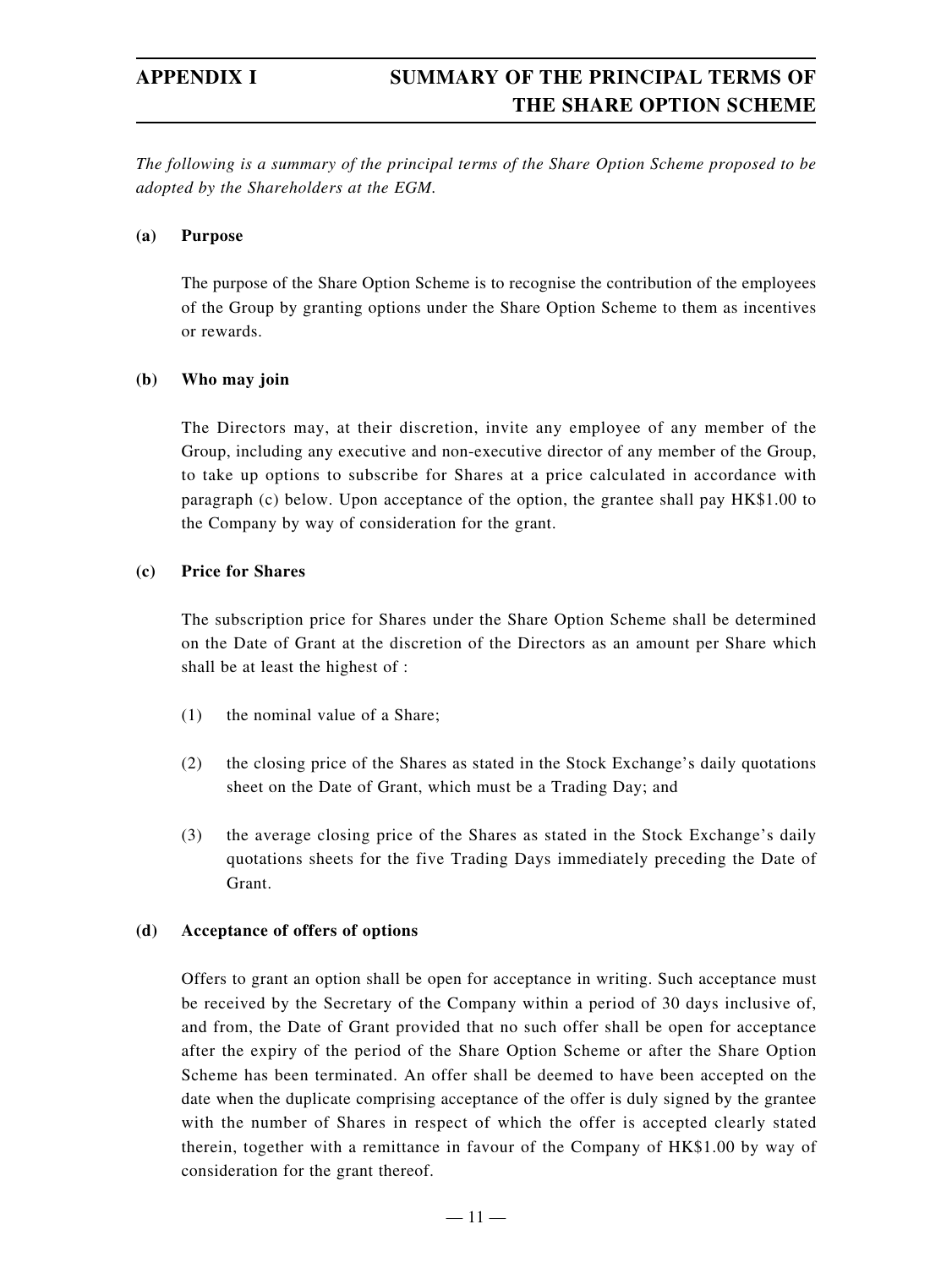# APPENDIX I SUMMARY OF THE PRINCIPAL TERMS OF THE SHARE OPTION SCHEME

*The following is a summary of the principal terms of the Share Option Scheme proposed to be adopted by the Shareholders at the EGM.*

**(a) Purpose**

The purpose of the Share Option Scheme is to recognise the contribution of the employees of the Group by granting options under the Share Option Scheme to them as incentives or rewards.

**(b) Who may join**

The Directors may, at their discretion, invite any employee of any member of the Group, including any executive and non-executive director of any member of the Group, to take up options to subscribe for Shares at a price calculated in accordance with paragraph (c) below. Upon acceptance of the option, the grantee shall pay HK$1.00 to the Company by way of consideration for the grant.

**(c) Price for Shares**

The subscription price for Shares under the Share Option Scheme shall be determined on the Date of Grant at the discretion of the Directors as an amount per Share which shall be at least the highest of :

(1) the nominal value of a Share;

(2) the closing price of the Shares as stated in the Stock Exchange's daily quotations sheet on the Date of Grant, which must be a Trading Day; and

(3) the average closing price of the Shares as stated in the Stock Exchange's daily quotations sheets for the five Trading Days immediately preceding the Date of Grant.

**(d) Acceptance of offers of options**

Offers to grant an option shall be open for acceptance in writing. Such acceptance must be received by the Secretary of the Company within a period of 30 days inclusive of, and from, the Date of Grant provided that no such offer shall be open for acceptance after the expiry of the period of the Share Option Scheme or after the Share Option Scheme has been terminated. An offer shall be deemed to have been accepted on the date when the duplicate comprising acceptance of the offer is duly signed by the grantee with the number of Shares in respect of which the offer is accepted clearly stated therein, together with a remittance in favour of the Company of HK$1.00 by way of consideration for the grant thereof.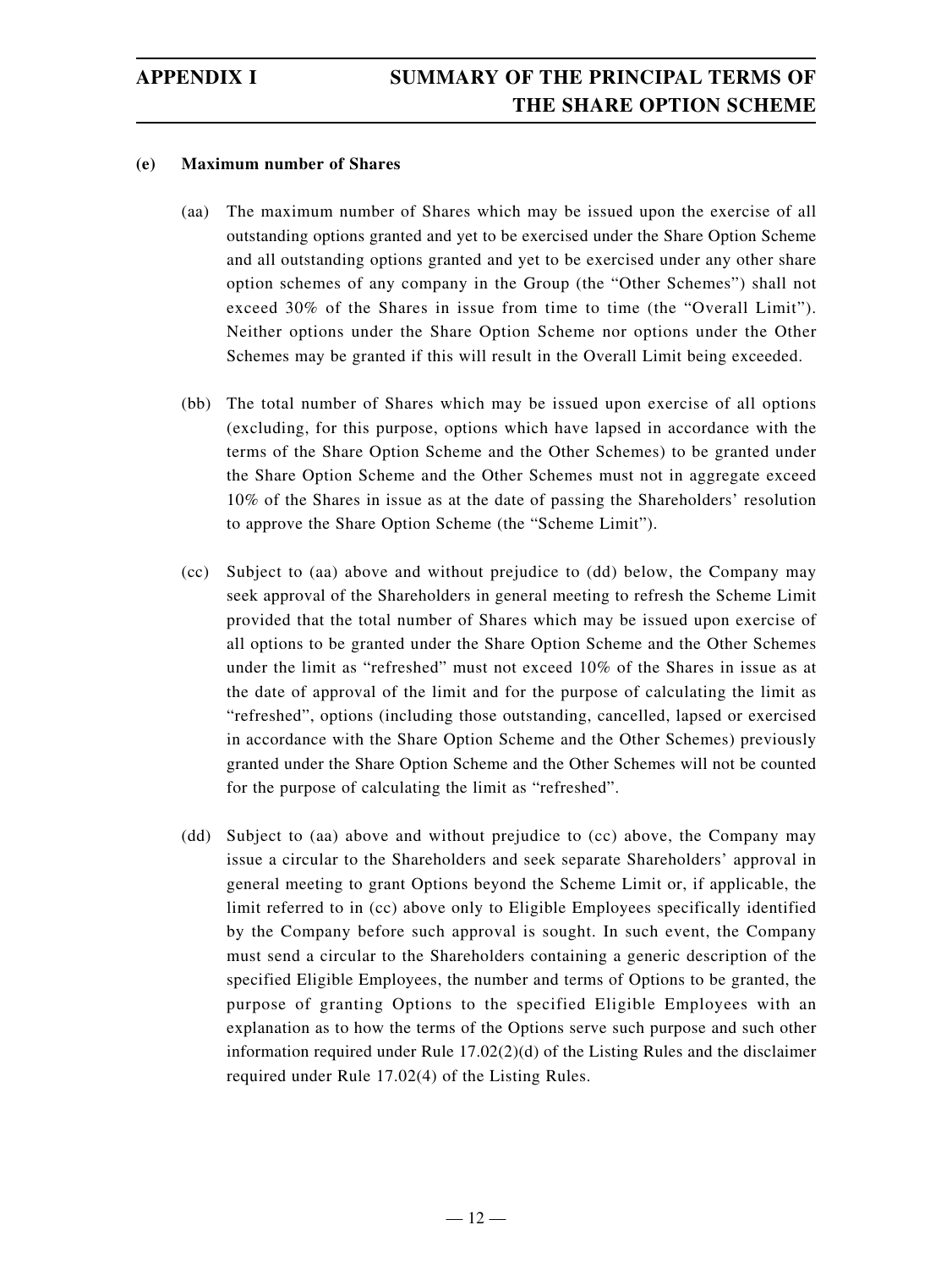**(e) Maximum number of Shares**

(aa) The maximum number of Shares which may be issued upon the exercise of all outstanding options granted and yet to be exercised under the Share Option Scheme and all outstanding options granted and yet to be exercised under any other share option schemes of any company in the Group (the "Other Schemes") shall not exceed 30% of the Shares in issue from time to time (the "Overall Limit"). Neither options under the Share Option Scheme nor options under the Other Schemes may be granted if this will result in the Overall Limit being exceeded.

(bb) The total number of Shares which may be issued upon exercise of all options (excluding, for this purpose, options which have lapsed in accordance with the terms of the Share Option Scheme and the Other Schemes) to be granted under the Share Option Scheme and the Other Schemes must not in aggregate exceed 10% of the Shares in issue as at the date of passing the Shareholders' resolution to approve the Share Option Scheme (the "Scheme Limit").

(cc) Subject to (aa) above and without prejudice to (dd) below, the Company may seek approval of the Shareholders in general meeting to refresh the Scheme Limit provided that the total number of Shares which may be issued upon exercise of all options to be granted under the Share Option Scheme and the Other Schemes under the limit as "refreshed" must not exceed 10% of the Shares in issue as at the date of approval of the limit and for the purpose of calculating the limit as "refreshed", options (including those outstanding, cancelled, lapsed or exercised in accordance with the Share Option Scheme and the Other Schemes) previously granted under the Share Option Scheme and the Other Schemes will not be counted for the purpose of calculating the limit as "refreshed".

(dd) Subject to (aa) above and without prejudice to (cc) above, the Company may issue a circular to the Shareholders and seek separate Shareholders' approval in general meeting to grant Options beyond the Scheme Limit or, if applicable, the limit referred to in (cc) above only to Eligible Employees specifically identified by the Company before such approval is sought. In such event, the Company must send a circular to the Shareholders containing a generic description of the specified Eligible Employees, the number and terms of Options to be granted, the purpose of granting Options to the specified Eligible Employees with an explanation as to how the terms of the Options serve such purpose and such other information required under Rule 17.02(2)(d) of the Listing Rules and the disclaimer required under Rule 17.02(4) of the Listing Rules.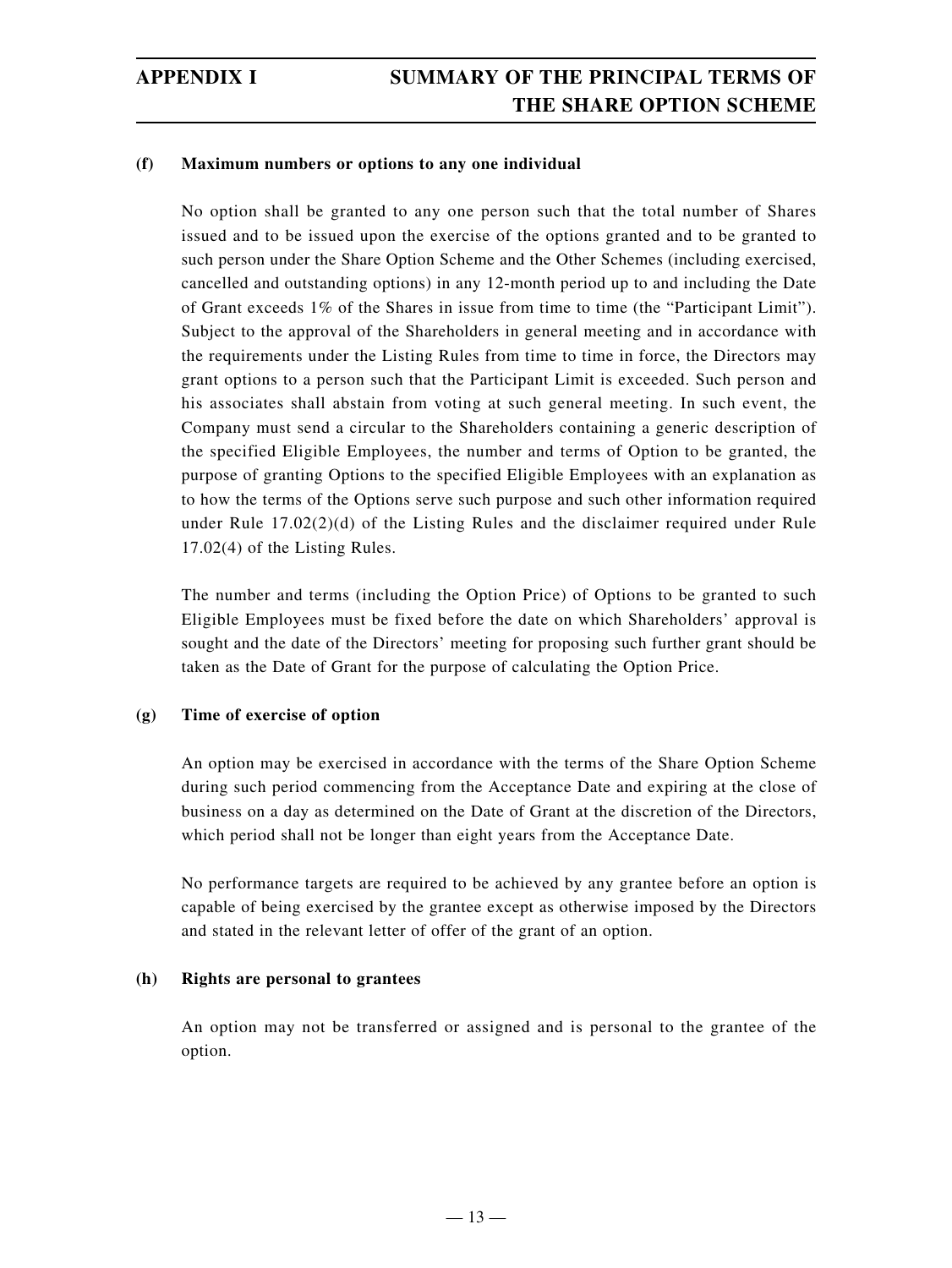#### (f) Maximum numbers or options to any one individual

No option shall be granted to any one person such that the total number of Shares issued and to be issued upon the exercise of the options granted and to be granted to such person under the Share Option Scheme and the Other Schemes (including exercised, cancelled and outstanding options) in any 12-month period up to and including the Date of Grant exceeds 1% of the Shares in issue from time to time (the "Participant Limit"). Subject to the approval of the Shareholders in general meeting and in accordance with the requirements under the Listing Rules from time to time in force, the Directors may grant options to a person such that the Participant Limit is exceeded. Such person and his associates shall abstain from voting at such general meeting. In such event, the Company must send a circular to the Shareholders containing a generic description of the specified Eligible Employees, the number and terms of Option to be granted, the purpose of granting Options to the specified Eligible Employees with an explanation as to how the terms of the Options serve such purpose and such other information required under Rule 17.02(2)(d) of the Listing Rules and the disclaimer required under Rule 17.02(4) of the Listing Rules.

The number and terms (including the Option Price) of Options to be granted to such Eligible Employees must be fixed before the date on which Shareholders' approval is sought and the date of the Directors' meeting for proposing such further grant should be taken as the Date of Grant for the purpose of calculating the Option Price.

#### (g) Time of exercise of option

An option may be exercised in accordance with the terms of the Share Option Scheme during such period commencing from the Acceptance Date and expiring at the close of business on a day as determined on the Date of Grant at the discretion of the Directors, which period shall not be longer than eight years from the Acceptance Date.

No performance targets are required to be achieved by any grantee before an option is capable of being exercised by the grantee except as otherwise imposed by the Directors and stated in the relevant letter of offer of the grant of an option.

#### (h) Rights are personal to grantees

An option may not be transferred or assigned and is personal to the grantee of the option.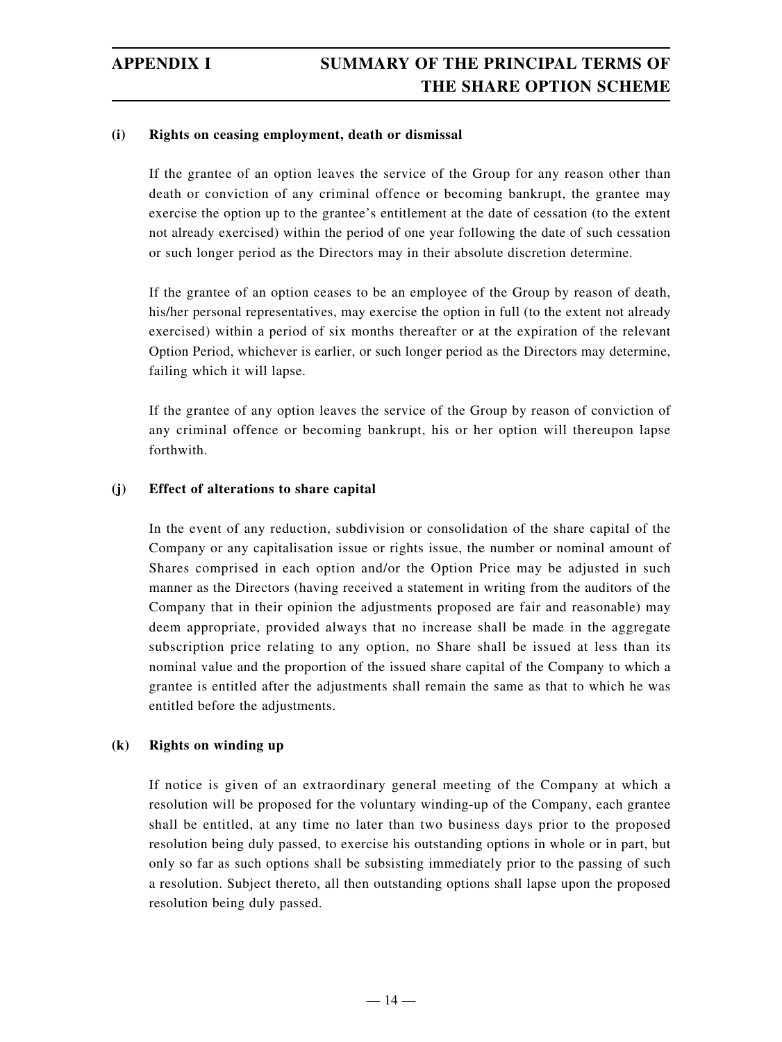#### (i) Rights on ceasing employment, death or dismissal

If the grantee of an option leaves the service of the Group for any reason other than death or conviction of any criminal offence or becoming bankrupt, the grantee may exercise the option up to the grantee's entitlement at the date of cessation (to the extent not already exercised) within the period of one year following the date of such cessation or such longer period as the Directors may in their absolute discretion determine.

If the grantee of an option ceases to be an employee of the Group by reason of death, his/her personal representatives, may exercise the option in full (to the extent not already exercised) within a period of six months thereafter or at the expiration of the relevant Option Period, whichever is earlier, or such longer period as the Directors may determine, failing which it will lapse.

If the grantee of any option leaves the service of the Group by reason of conviction of any criminal offence or becoming bankrupt, his or her option will thereupon lapse forthwith.

#### (j) Effect of alterations to share capital

In the event of any reduction, subdivision or consolidation of the share capital of the Company or any capitalisation issue or rights issue, the number or nominal amount of Shares comprised in each option and/or the Option Price may be adjusted in such manner as the Directors (having received a statement in writing from the auditors of the Company that in their opinion the adjustments proposed are fair and reasonable) may deem appropriate, provided always that no increase shall be made in the aggregate subscription price relating to any option, no Share shall be issued at less than its nominal value and the proportion of the issued share capital of the Company to which a grantee is entitled after the adjustments shall remain the same as that to which he was entitled before the adjustments.

#### (k) Rights on winding up

If notice is given of an extraordinary general meeting of the Company at which a resolution will be proposed for the voluntary winding-up of the Company, each grantee shall be entitled, at any time no later than two business days prior to the proposed resolution being duly passed, to exercise his outstanding options in whole or in part, but only so far as such options shall be subsisting immediately prior to the passing of such a resolution. Subject thereto, all then outstanding options shall lapse upon the proposed resolution being duly passed.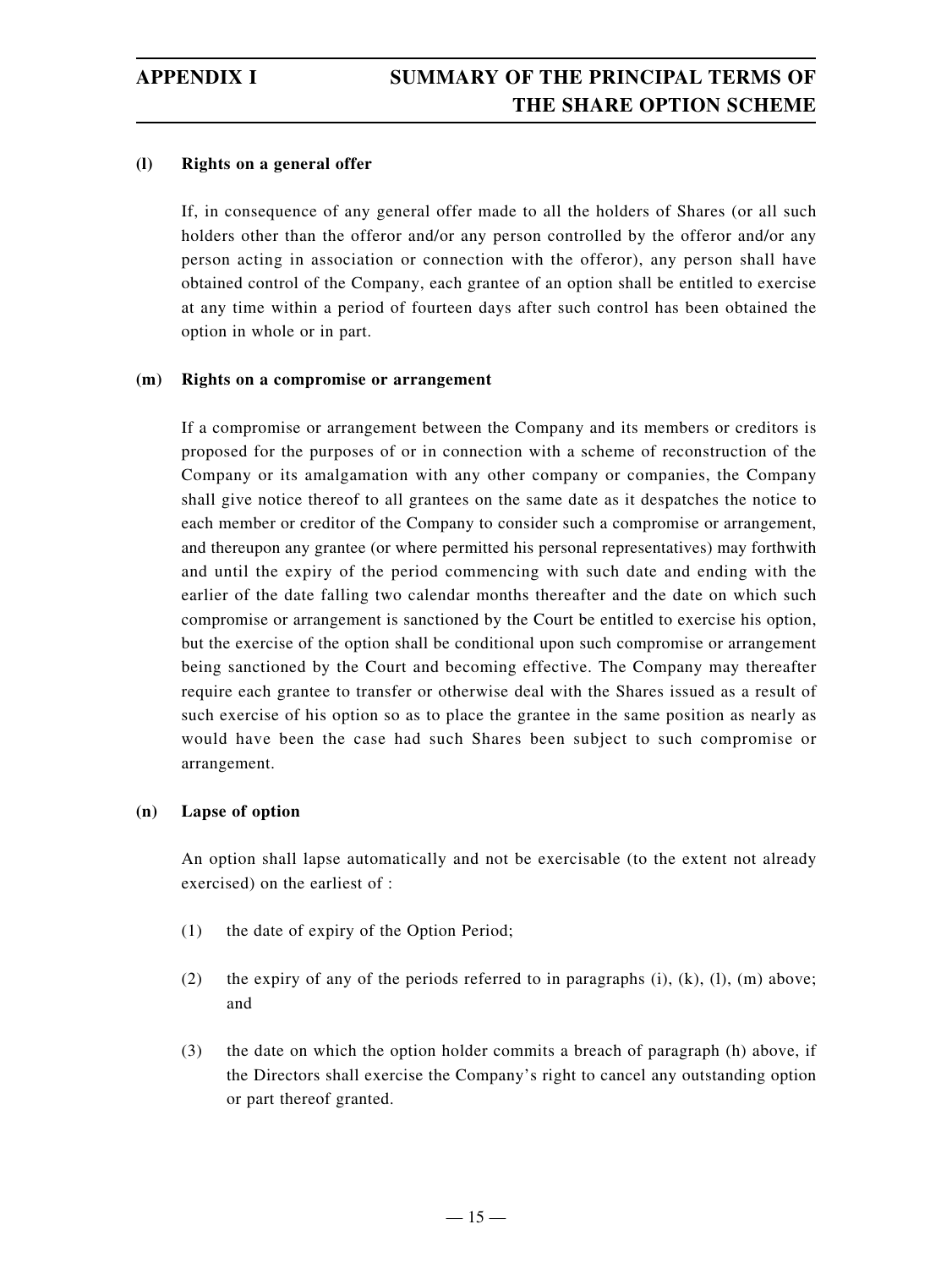**(l) Rights on a general offer**

If, in consequence of any general offer made to all the holders of Shares (or all such holders other than the offeror and/or any person controlled by the offeror and/or any person acting in association or connection with the offeror), any person shall have obtained control of the Company, each grantee of an option shall be entitled to exercise at any time within a period of fourteen days after such control has been obtained the option in whole or in part.

**(m) Rights on a compromise or arrangement**

If a compromise or arrangement between the Company and its members or creditors is proposed for the purposes of or in connection with a scheme of reconstruction of the Company or its amalgamation with any other company or companies, the Company shall give notice thereof to all grantees on the same date as it despatches the notice to each member or creditor of the Company to consider such a compromise or arrangement, and thereupon any grantee (or where permitted his personal representatives) may forthwith and until the expiry of the period commencing with such date and ending with the earlier of the date falling two calendar months thereafter and the date on which such compromise or arrangement is sanctioned by the Court be entitled to exercise his option, but the exercise of the option shall be conditional upon such compromise or arrangement being sanctioned by the Court and becoming effective. The Company may thereafter require each grantee to transfer or otherwise deal with the Shares issued as a result of such exercise of his option so as to place the grantee in the same position as nearly as would have been the case had such Shares been subject to such compromise or arrangement.

**(n) Lapse of option**

An option shall lapse automatically and not be exercisable (to the extent not already exercised) on the earliest of :

(1) the date of expiry of the Option Period;

(2) the expiry of any of the periods referred to in paragraphs (i), (k), (l), (m) above; and

(3) the date on which the option holder commits a breach of paragraph (h) above, if the Directors shall exercise the Company's right to cancel any outstanding option or part thereof granted.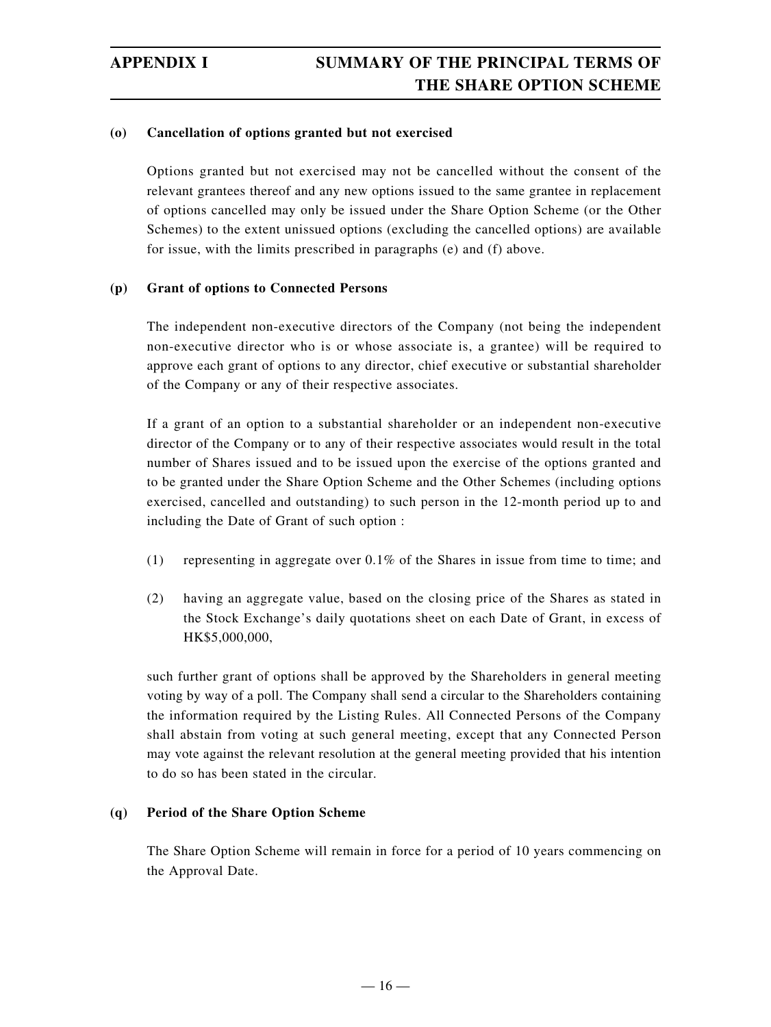**(o) Cancellation of options granted but not exercised**

Options granted but not exercised may not be cancelled without the consent of the relevant grantees thereof and any new options issued to the same grantee in replacement of options cancelled may only be issued under the Share Option Scheme (or the Other Schemes) to the extent unissued options (excluding the cancelled options) are available for issue, with the limits prescribed in paragraphs (e) and (f) above.

**(p) Grant of options to Connected Persons**

The independent non-executive directors of the Company (not being the independent non-executive director who is or whose associate is, a grantee) will be required to approve each grant of options to any director, chief executive or substantial shareholder of the Company or any of their respective associates.

If a grant of an option to a substantial shareholder or an independent non-executive director of the Company or to any of their respective associates would result in the total number of Shares issued and to be issued upon the exercise of the options granted and to be granted under the Share Option Scheme and the Other Schemes (including options exercised, cancelled and outstanding) to such person in the 12-month period up to and including the Date of Grant of such option :

(1) representing in aggregate over 0.1% of the Shares in issue from time to time; and

(2) having an aggregate value, based on the closing price of the Shares as stated in the Stock Exchange's daily quotations sheet on each Date of Grant, in excess of HK$5,000,000,

such further grant of options shall be approved by the Shareholders in general meeting voting by way of a poll. The Company shall send a circular to the Shareholders containing the information required by the Listing Rules. All Connected Persons of the Company shall abstain from voting at such general meeting, except that any Connected Person may vote against the relevant resolution at the general meeting provided that his intention to do so has been stated in the circular.

**(q) Period of the Share Option Scheme**

The Share Option Scheme will remain in force for a period of 10 years commencing on the Approval Date.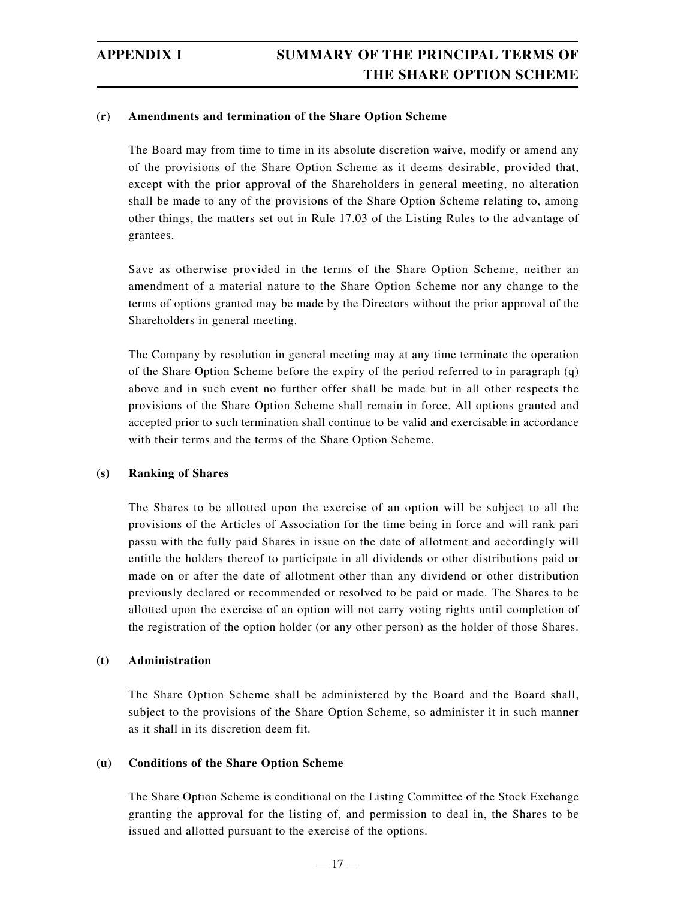**(r) Amendments and termination of the Share Option Scheme**

The Board may from time to time in its absolute discretion waive, modify or amend any of the provisions of the Share Option Scheme as it deems desirable, provided that, except with the prior approval of the Shareholders in general meeting, no alteration shall be made to any of the provisions of the Share Option Scheme relating to, among other things, the matters set out in Rule 17.03 of the Listing Rules to the advantage of grantees.

Save as otherwise provided in the terms of the Share Option Scheme, neither an amendment of a material nature to the Share Option Scheme nor any change to the terms of options granted may be made by the Directors without the prior approval of the Shareholders in general meeting.

The Company by resolution in general meeting may at any time terminate the operation of the Share Option Scheme before the expiry of the period referred to in paragraph (q) above and in such event no further offer shall be made but in all other respects the provisions of the Share Option Scheme shall remain in force. All options granted and accepted prior to such termination shall continue to be valid and exercisable in accordance with their terms and the terms of the Share Option Scheme.

**(s) Ranking of Shares**

The Shares to be allotted upon the exercise of an option will be subject to all the provisions of the Articles of Association for the time being in force and will rank pari passu with the fully paid Shares in issue on the date of allotment and accordingly will entitle the holders thereof to participate in all dividends or other distributions paid or made on or after the date of allotment other than any dividend or other distribution previously declared or recommended or resolved to be paid or made. The Shares to be allotted upon the exercise of an option will not carry voting rights until completion of the registration of the option holder (or any other person) as the holder of those Shares.

**(t) Administration**

The Share Option Scheme shall be administered by the Board and the Board shall, subject to the provisions of the Share Option Scheme, so administer it in such manner as it shall in its discretion deem fit.

**(u) Conditions of the Share Option Scheme**

The Share Option Scheme is conditional on the Listing Committee of the Stock Exchange granting the approval for the listing of, and permission to deal in, the Shares to be issued and allotted pursuant to the exercise of the options.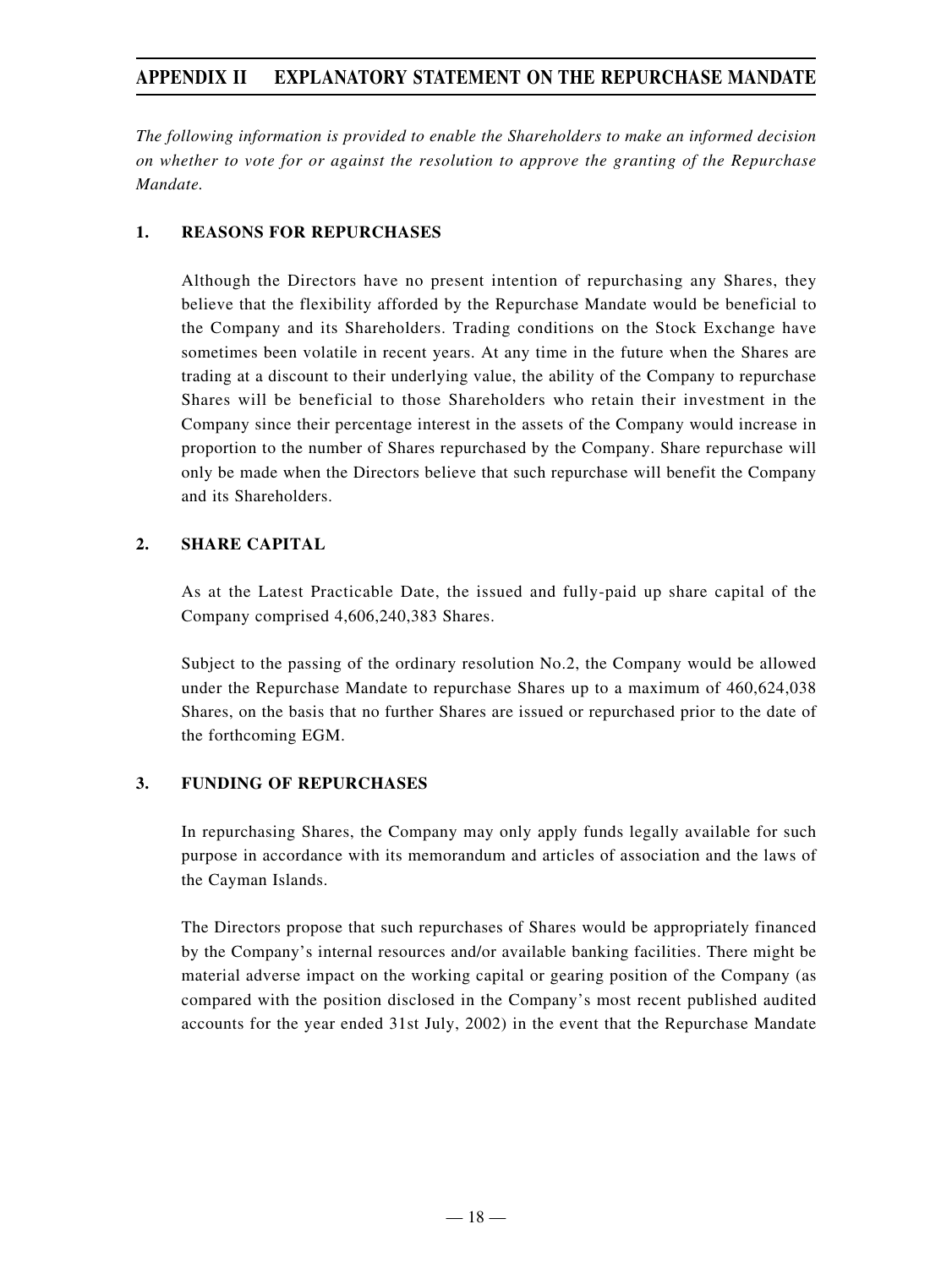# APPENDIX II EXPLANATORY STATEMENT ON THE REPURCHASE MANDATE

*The following information is provided to enable the Shareholders to make an informed decision on whether to vote for or against the resolution to approve the granting of the Repurchase Mandate.*

## 1. REASONS FOR REPURCHASES

Although the Directors have no present intention of repurchasing any Shares, they believe that the flexibility afforded by the Repurchase Mandate would be beneficial to the Company and its Shareholders. Trading conditions on the Stock Exchange have sometimes been volatile in recent years. At any time in the future when the Shares are trading at a discount to their underlying value, the ability of the Company to repurchase Shares will be beneficial to those Shareholders who retain their investment in the Company since their percentage interest in the assets of the Company would increase in proportion to the number of Shares repurchased by the Company. Share repurchase will only be made when the Directors believe that such repurchase will benefit the Company and its Shareholders.

## 2. SHARE CAPITAL

As at the Latest Practicable Date, the issued and fully-paid up share capital of the Company comprised 4,606,240,383 Shares.

Subject to the passing of the ordinary resolution No.2, the Company would be allowed under the Repurchase Mandate to repurchase Shares up to a maximum of 460,624,038 Shares, on the basis that no further Shares are issued or repurchased prior to the date of the forthcoming EGM.

## 3. FUNDING OF REPURCHASES

In repurchasing Shares, the Company may only apply funds legally available for such purpose in accordance with its memorandum and articles of association and the laws of the Cayman Islands.

The Directors propose that such repurchases of Shares would be appropriately financed by the Company's internal resources and/or available banking facilities. There might be material adverse impact on the working capital or gearing position of the Company (as compared with the position disclosed in the Company's most recent published audited accounts for the year ended 31st July, 2002) in the event that the Repurchase Mandate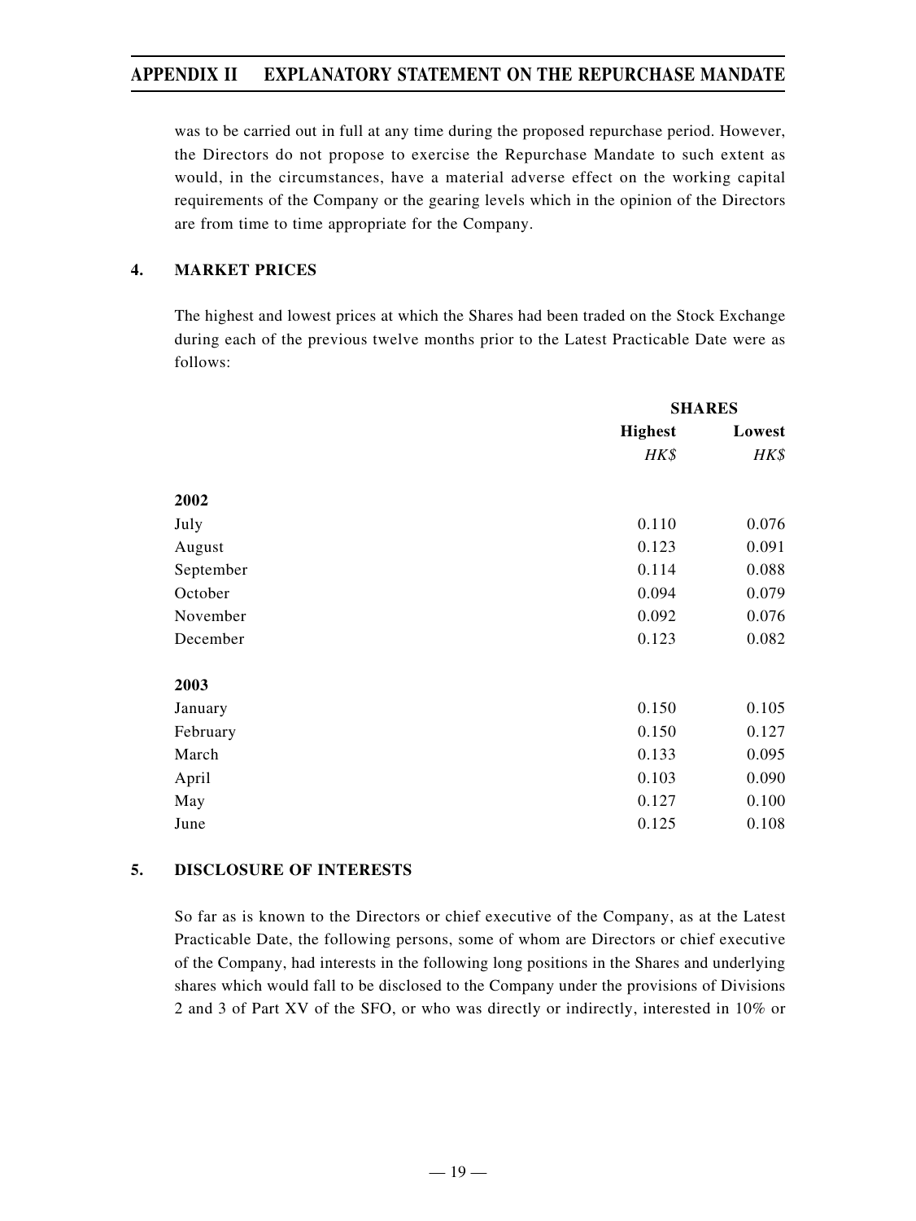was to be carried out in full at any time during the proposed repurchase period. However, the Directors do not propose to exercise the Repurchase Mandate to such extent as would, in the circumstances, have a material adverse effect on the working capital requirements of the Company or the gearing levels which in the opinion of the Directors are from time to time appropriate for the Company.

## 4. MARKET PRICES

The highest and lowest prices at which the Shares had been traded on the Stock Exchange during each of the previous twelve months prior to the Latest Practicable Date were as follows:

| | **SHARES** | |
|---|---|---|
| | **Highest** | **Lowest** |
| | *HK$* | *HK$* |
| **2002** | | |
| July | 0.110 | 0.076 |
| August | 0.123 | 0.091 |
| September | 0.114 | 0.088 |
| October | 0.094 | 0.079 |
| November | 0.092 | 0.076 |
| December | 0.123 | 0.082 |
| **2003** | | |
| January | 0.150 | 0.105 |
| February | 0.150 | 0.127 |
| March | 0.133 | 0.095 |
| April | 0.103 | 0.090 |
| May | 0.127 | 0.100 |
| June | 0.125 | 0.108 |

## 5. DISCLOSURE OF INTERESTS

So far as is known to the Directors or chief executive of the Company, as at the Latest Practicable Date, the following persons, some of whom are Directors or chief executive of the Company, had interests in the following long positions in the Shares and underlying shares which would fall to be disclosed to the Company under the provisions of Divisions 2 and 3 of Part XV of the SFO, or who was directly or indirectly, interested in 10% or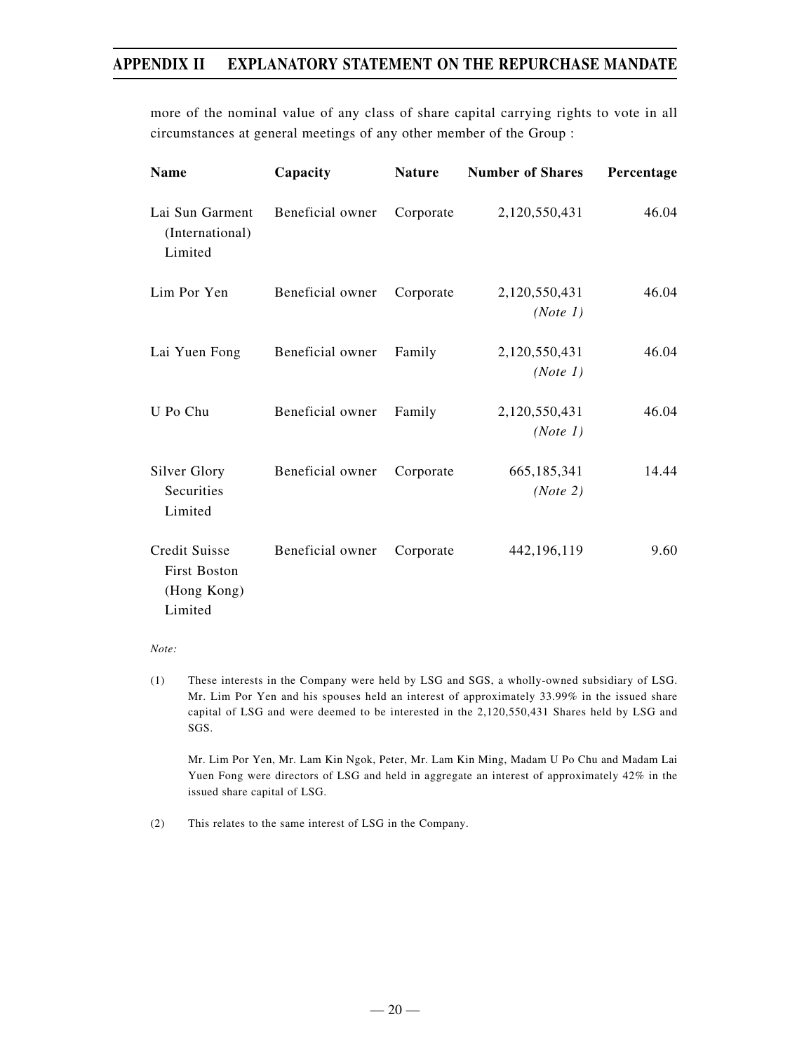more of the nominal value of any class of share capital carrying rights to vote in all circumstances at general meetings of any other member of the Group :

| Name | Capacity | Nature | Number of Shares | Percentage |
|---|---|---|---|---|
| Lai Sun Garment (International) Limited | Beneficial owner | Corporate | 2,120,550,431 | 46.04 |
| Lim Por Yen | Beneficial owner | Corporate | 2,120,550,431 *(Note 1)* | 46.04 |
| Lai Yuen Fong | Beneficial owner | Family | 2,120,550,431 *(Note 1)* | 46.04 |
| U Po Chu | Beneficial owner | Family | 2,120,550,431 *(Note 1)* | 46.04 |
| Silver Glory Securities Limited | Beneficial owner | Corporate | 665,185,341 *(Note 2)* | 14.44 |
| Credit Suisse First Boston (Hong Kong) Limited | Beneficial owner | Corporate | 442,196,119 | 9.60 |

*Note:*

(1) These interests in the Company were held by LSG and SGS, a wholly-owned subsidiary of LSG. Mr. Lim Por Yen and his spouses held an interest of approximately 33.99% in the issued share capital of LSG and were deemed to be interested in the 2,120,550,431 Shares held by LSG and SGS.

Mr. Lim Por Yen, Mr. Lam Kin Ngok, Peter, Mr. Lam Kin Ming, Madam U Po Chu and Madam Lai Yuen Fong were directors of LSG and held in aggregate an interest of approximately 42% in the issued share capital of LSG.

(2) This relates to the same interest of LSG in the Company.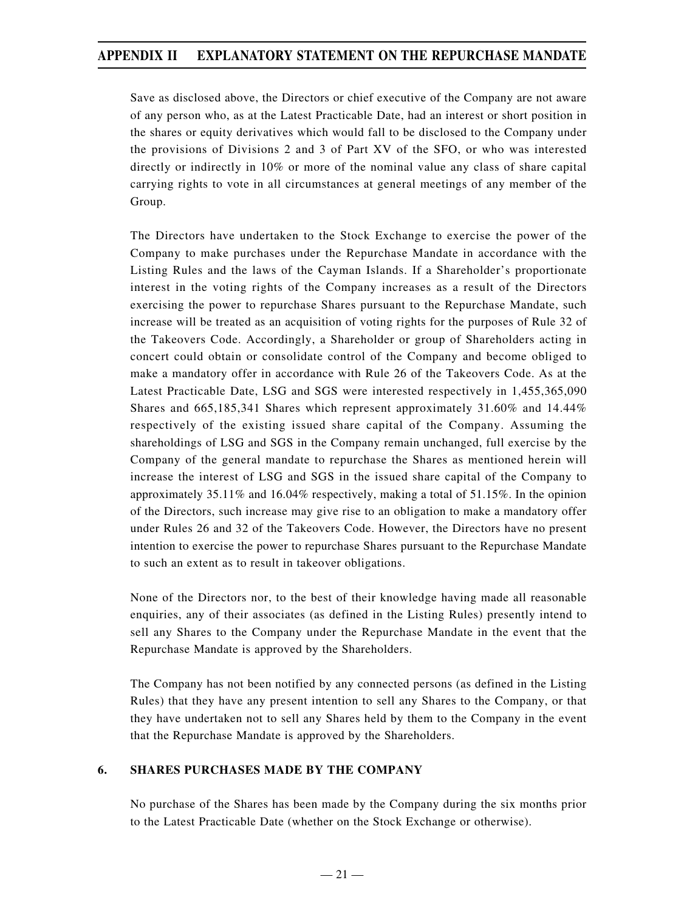Save as disclosed above, the Directors or chief executive of the Company are not aware of any person who, as at the Latest Practicable Date, had an interest or short position in the shares or equity derivatives which would fall to be disclosed to the Company under the provisions of Divisions 2 and 3 of Part XV of the SFO, or who was interested directly or indirectly in 10% or more of the nominal value any class of share capital carrying rights to vote in all circumstances at general meetings of any member of the Group.

The Directors have undertaken to the Stock Exchange to exercise the power of the Company to make purchases under the Repurchase Mandate in accordance with the Listing Rules and the laws of the Cayman Islands. If a Shareholder's proportionate interest in the voting rights of the Company increases as a result of the Directors exercising the power to repurchase Shares pursuant to the Repurchase Mandate, such increase will be treated as an acquisition of voting rights for the purposes of Rule 32 of the Takeovers Code. Accordingly, a Shareholder or group of Shareholders acting in concert could obtain or consolidate control of the Company and become obliged to make a mandatory offer in accordance with Rule 26 of the Takeovers Code. As at the Latest Practicable Date, LSG and SGS were interested respectively in 1,455,365,090 Shares and 665,185,341 Shares which represent approximately 31.60% and 14.44% respectively of the existing issued share capital of the Company. Assuming the shareholdings of LSG and SGS in the Company remain unchanged, full exercise by the Company of the general mandate to repurchase the Shares as mentioned herein will increase the interest of LSG and SGS in the issued share capital of the Company to approximately 35.11% and 16.04% respectively, making a total of 51.15%. In the opinion of the Directors, such increase may give rise to an obligation to make a mandatory offer under Rules 26 and 32 of the Takeovers Code. However, the Directors have no present intention to exercise the power to repurchase Shares pursuant to the Repurchase Mandate to such an extent as to result in takeover obligations.

None of the Directors nor, to the best of their knowledge having made all reasonable enquiries, any of their associates (as defined in the Listing Rules) presently intend to sell any Shares to the Company under the Repurchase Mandate in the event that the Repurchase Mandate is approved by the Shareholders.

The Company has not been notified by any connected persons (as defined in the Listing Rules) that they have any present intention to sell any Shares to the Company, or that they have undertaken not to sell any Shares held by them to the Company in the event that the Repurchase Mandate is approved by the Shareholders.

## 6. SHARES PURCHASES MADE BY THE COMPANY

No purchase of the Shares has been made by the Company during the six months prior to the Latest Practicable Date (whether on the Stock Exchange or otherwise).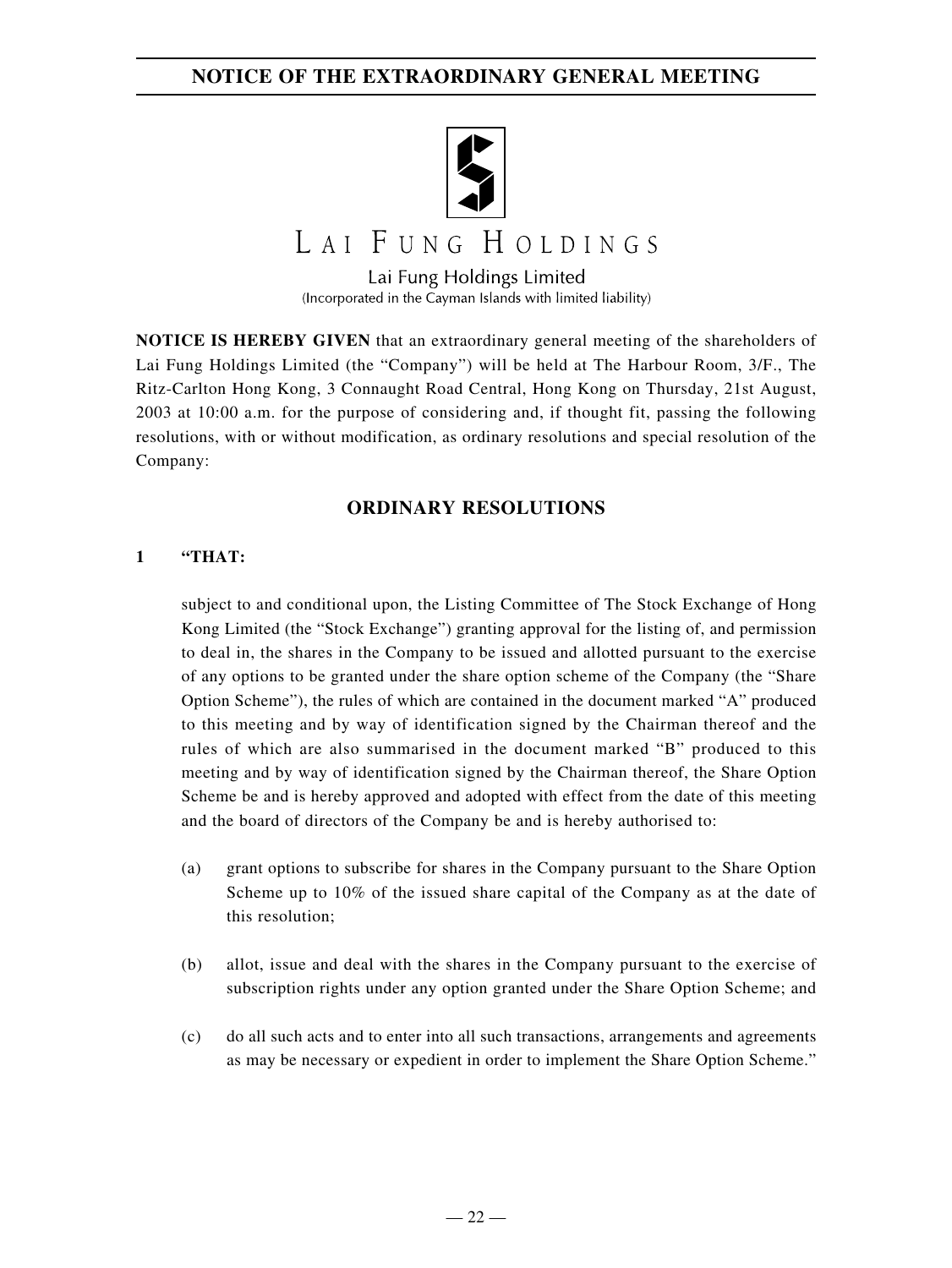# NOTICE OF THE EXTRAORDINARY GENERAL MEETING

LAI FUNG HOLDINGS

Lai Fung Holdings Limited
(Incorporated in the Cayman Islands with limited liability)

**NOTICE IS HEREBY GIVEN** that an extraordinary general meeting of the shareholders of Lai Fung Holdings Limited (the "Company") will be held at The Harbour Room, 3/F., The Ritz-Carlton Hong Kong, 3 Connaught Road Central, Hong Kong on Thursday, 21st August, 2003 at 10:00 a.m. for the purpose of considering and, if thought fit, passing the following resolutions, with or without modification, as ordinary resolutions and special resolution of the Company:

## ORDINARY RESOLUTIONS

**1 "THAT:**

subject to and conditional upon, the Listing Committee of The Stock Exchange of Hong Kong Limited (the "Stock Exchange") granting approval for the listing of, and permission to deal in, the shares in the Company to be issued and allotted pursuant to the exercise of any options to be granted under the share option scheme of the Company (the "Share Option Scheme"), the rules of which are contained in the document marked "A" produced to this meeting and by way of identification signed by the Chairman thereof and the rules of which are also summarised in the document marked "B" produced to this meeting and by way of identification signed by the Chairman thereof, the Share Option Scheme be and is hereby approved and adopted with effect from the date of this meeting and the board of directors of the Company be and is hereby authorised to:

(a) grant options to subscribe for shares in the Company pursuant to the Share Option Scheme up to 10% of the issued share capital of the Company as at the date of this resolution;

(b) allot, issue and deal with the shares in the Company pursuant to the exercise of subscription rights under any option granted under the Share Option Scheme; and

(c) do all such acts and to enter into all such transactions, arrangements and agreements as may be necessary or expedient in order to implement the Share Option Scheme."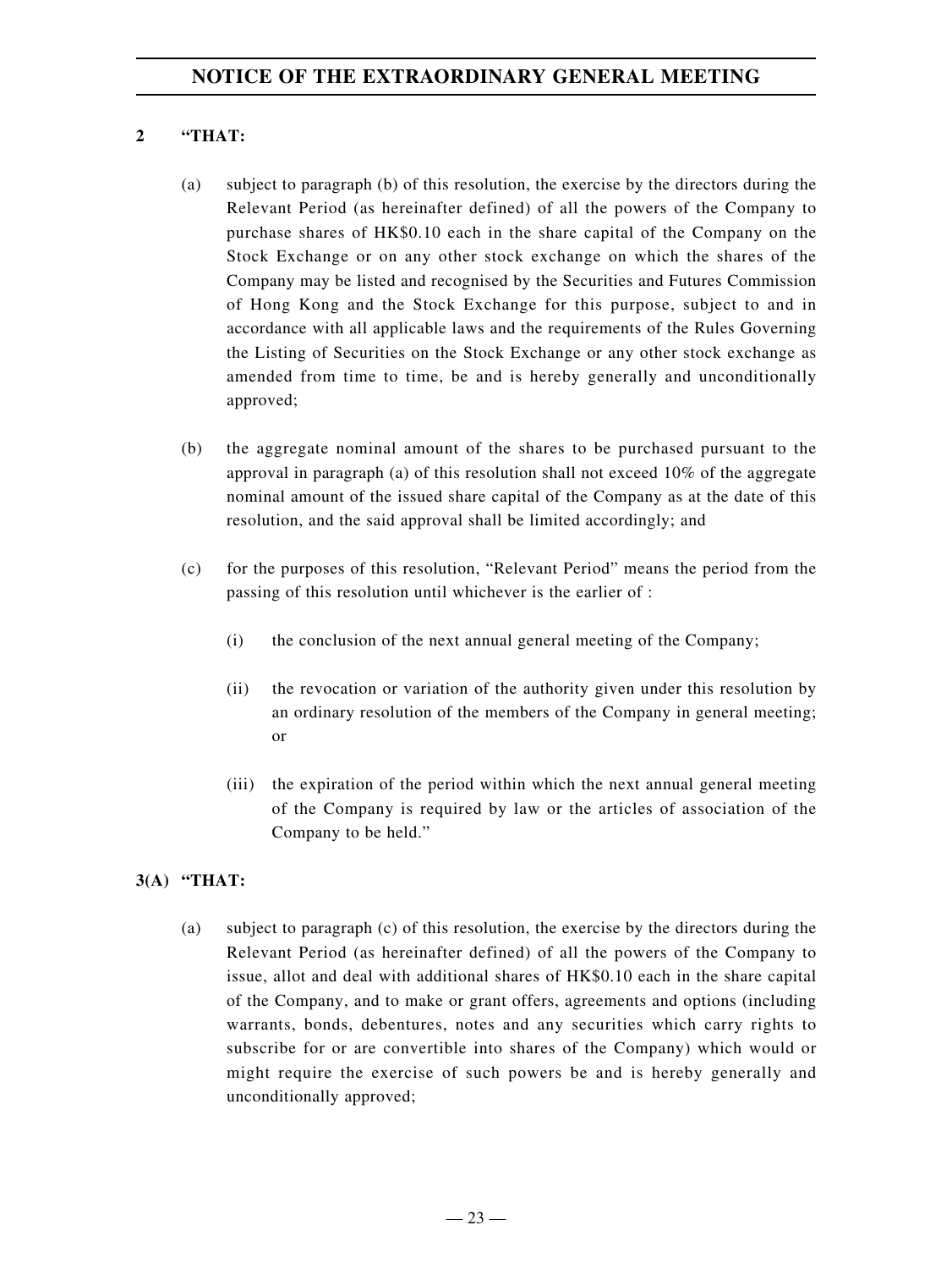**2 "THAT:**

(a) subject to paragraph (b) of this resolution, the exercise by the directors during the Relevant Period (as hereinafter defined) of all the powers of the Company to purchase shares of HK$0.10 each in the share capital of the Company on the Stock Exchange or on any other stock exchange on which the shares of the Company may be listed and recognised by the Securities and Futures Commission of Hong Kong and the Stock Exchange for this purpose, subject to and in accordance with all applicable laws and the requirements of the Rules Governing the Listing of Securities on the Stock Exchange or any other stock exchange as amended from time to time, be and is hereby generally and unconditionally approved;

(b) the aggregate nominal amount of the shares to be purchased pursuant to the approval in paragraph (a) of this resolution shall not exceed 10% of the aggregate nominal amount of the issued share capital of the Company as at the date of this resolution, and the said approval shall be limited accordingly; and

(c) for the purposes of this resolution, "Relevant Period" means the period from the passing of this resolution until whichever is the earlier of :

(i) the conclusion of the next annual general meeting of the Company;

(ii) the revocation or variation of the authority given under this resolution by an ordinary resolution of the members of the Company in general meeting; or

(iii) the expiration of the period within which the next annual general meeting of the Company is required by law or the articles of association of the Company to be held."

**3(A) "THAT:**

(a) subject to paragraph (c) of this resolution, the exercise by the directors during the Relevant Period (as hereinafter defined) of all the powers of the Company to issue, allot and deal with additional shares of HK$0.10 each in the share capital of the Company, and to make or grant offers, agreements and options (including warrants, bonds, debentures, notes and any securities which carry rights to subscribe for or are convertible into shares of the Company) which would or might require the exercise of such powers be and is hereby generally and unconditionally approved;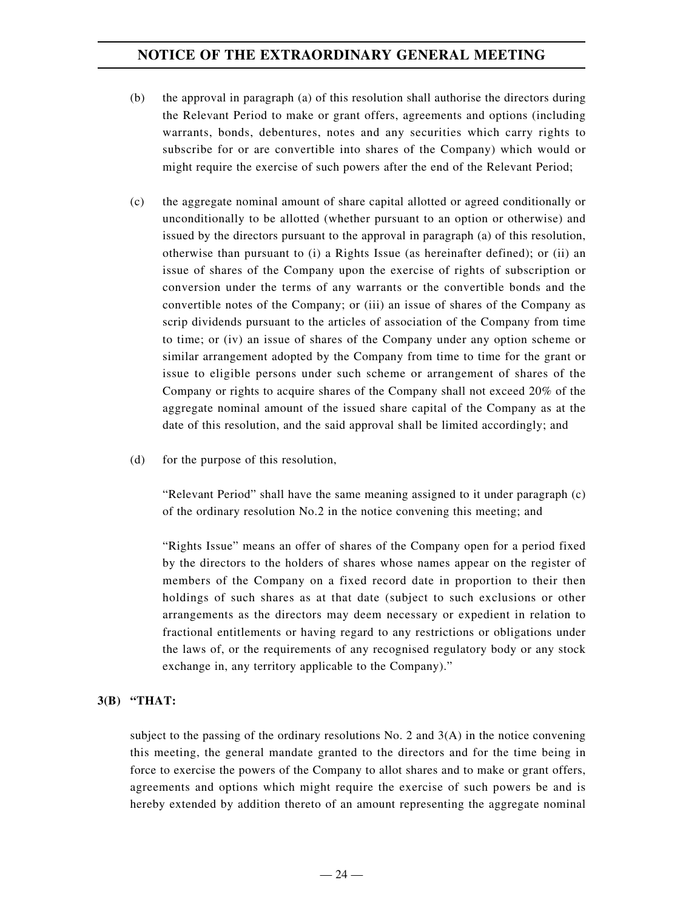(b) the approval in paragraph (a) of this resolution shall authorise the directors during the Relevant Period to make or grant offers, agreements and options (including warrants, bonds, debentures, notes and any securities which carry rights to subscribe for or are convertible into shares of the Company) which would or might require the exercise of such powers after the end of the Relevant Period;

(c) the aggregate nominal amount of share capital allotted or agreed conditionally or unconditionally to be allotted (whether pursuant to an option or otherwise) and issued by the directors pursuant to the approval in paragraph (a) of this resolution, otherwise than pursuant to (i) a Rights Issue (as hereinafter defined); or (ii) an issue of shares of the Company upon the exercise of rights of subscription or conversion under the terms of any warrants or the convertible bonds and the convertible notes of the Company; or (iii) an issue of shares of the Company as scrip dividends pursuant to the articles of association of the Company from time to time; or (iv) an issue of shares of the Company under any option scheme or similar arrangement adopted by the Company from time to time for the grant or issue to eligible persons under such scheme or arrangement of shares of the Company or rights to acquire shares of the Company shall not exceed 20% of the aggregate nominal amount of the issued share capital of the Company as at the date of this resolution, and the said approval shall be limited accordingly; and

(d) for the purpose of this resolution,

"Relevant Period" shall have the same meaning assigned to it under paragraph (c) of the ordinary resolution No.2 in the notice convening this meeting; and

"Rights Issue" means an offer of shares of the Company open for a period fixed by the directors to the holders of shares whose names appear on the register of members of the Company on a fixed record date in proportion to their then holdings of such shares as at that date (subject to such exclusions or other arrangements as the directors may deem necessary or expedient in relation to fractional entitlements or having regard to any restrictions or obligations under the laws of, or the requirements of any recognised regulatory body or any stock exchange in, any territory applicable to the Company)."

**3(B) "THAT:**

subject to the passing of the ordinary resolutions No. 2 and 3(A) in the notice convening this meeting, the general mandate granted to the directors and for the time being in force to exercise the powers of the Company to allot shares and to make or grant offers, agreements and options which might require the exercise of such powers be and is hereby extended by addition thereto of an amount representing the aggregate nominal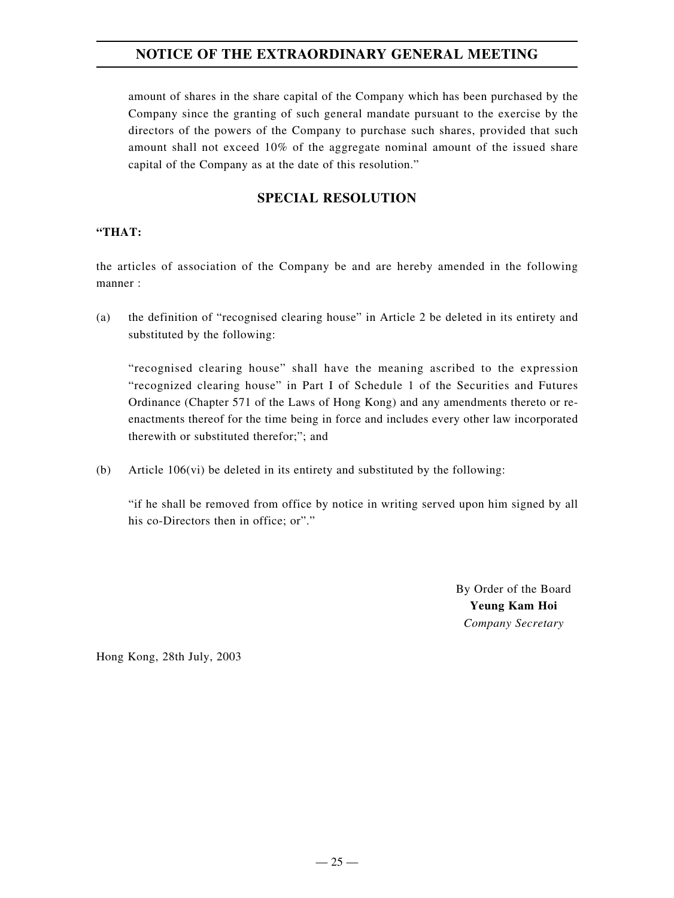amount of shares in the share capital of the Company which has been purchased by the Company since the granting of such general mandate pursuant to the exercise by the directors of the powers of the Company to purchase such shares, provided that such amount shall not exceed 10% of the aggregate nominal amount of the issued share capital of the Company as at the date of this resolution."

## SPECIAL RESOLUTION

**"THAT:**

the articles of association of the Company be and are hereby amended in the following manner :

(a) the definition of "recognised clearing house" in Article 2 be deleted in its entirety and substituted by the following:

"recognised clearing house" shall have the meaning ascribed to the expression "recognized clearing house" in Part I of Schedule 1 of the Securities and Futures Ordinance (Chapter 571 of the Laws of Hong Kong) and any amendments thereto or re-enactments thereof for the time being in force and includes every other law incorporated therewith or substituted therefor;"; and

(b) Article 106(vi) be deleted in its entirety and substituted by the following:

"if he shall be removed from office by notice in writing served upon him signed by all his co-Directors then in office; or"."

By Order of the Board
**Yeung Kam Hoi**
*Company Secretary*

Hong Kong, 28th July, 2003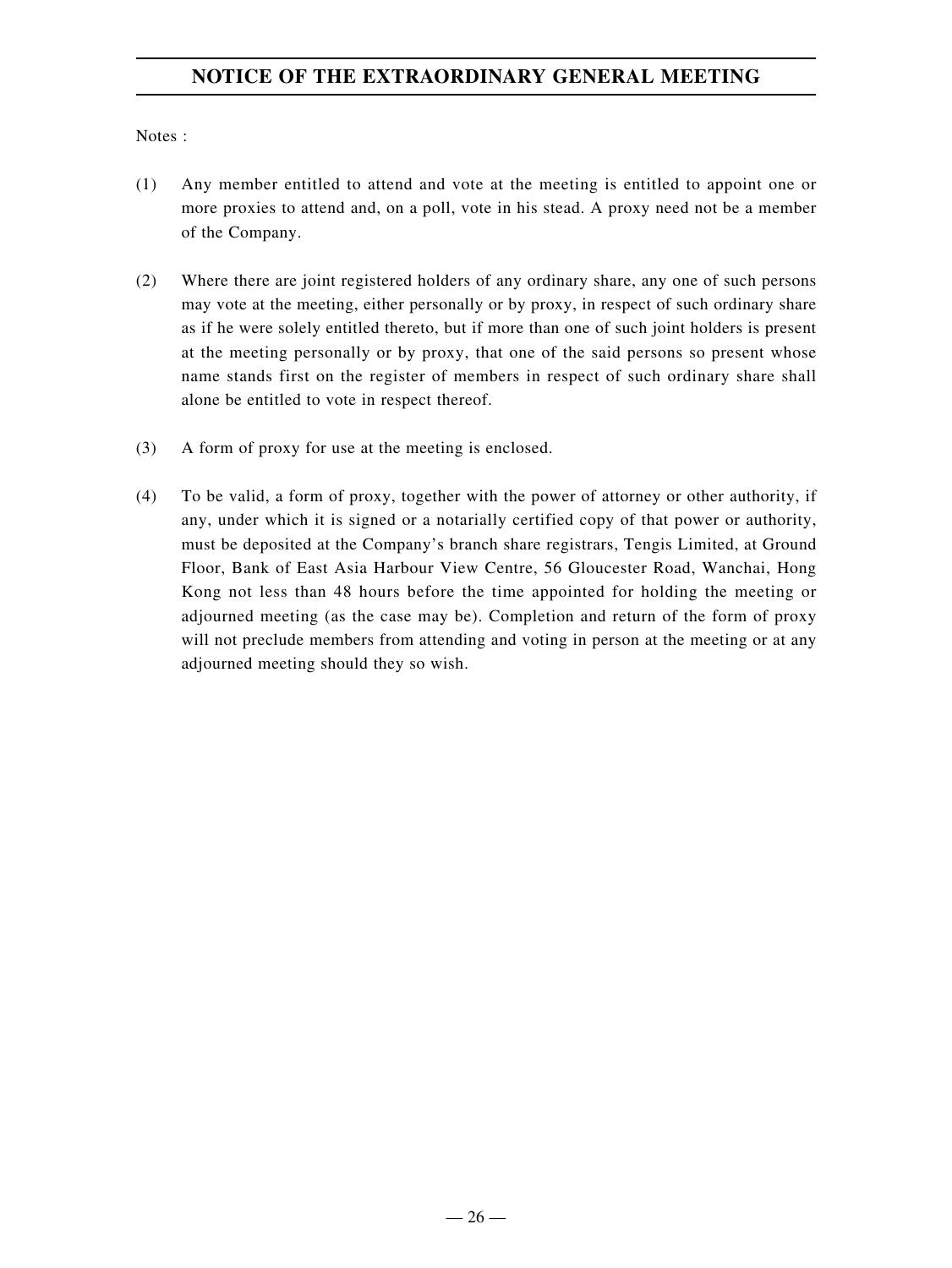Notes :

(1) Any member entitled to attend and vote at the meeting is entitled to appoint one or more proxies to attend and, on a poll, vote in his stead. A proxy need not be a member of the Company.

(2) Where there are joint registered holders of any ordinary share, any one of such persons may vote at the meeting, either personally or by proxy, in respect of such ordinary share as if he were solely entitled thereto, but if more than one of such joint holders is present at the meeting personally or by proxy, that one of the said persons so present whose name stands first on the register of members in respect of such ordinary share shall alone be entitled to vote in respect thereof.

(3) A form of proxy for use at the meeting is enclosed.

(4) To be valid, a form of proxy, together with the power of attorney or other authority, if any, under which it is signed or a notarially certified copy of that power or authority, must be deposited at the Company's branch share registrars, Tengis Limited, at Ground Floor, Bank of East Asia Harbour View Centre, 56 Gloucester Road, Wanchai, Hong Kong not less than 48 hours before the time appointed for holding the meeting or adjourned meeting (as the case may be). Completion and return of the form of proxy will not preclude members from attending and voting in person at the meeting or at any adjourned meeting should they so wish.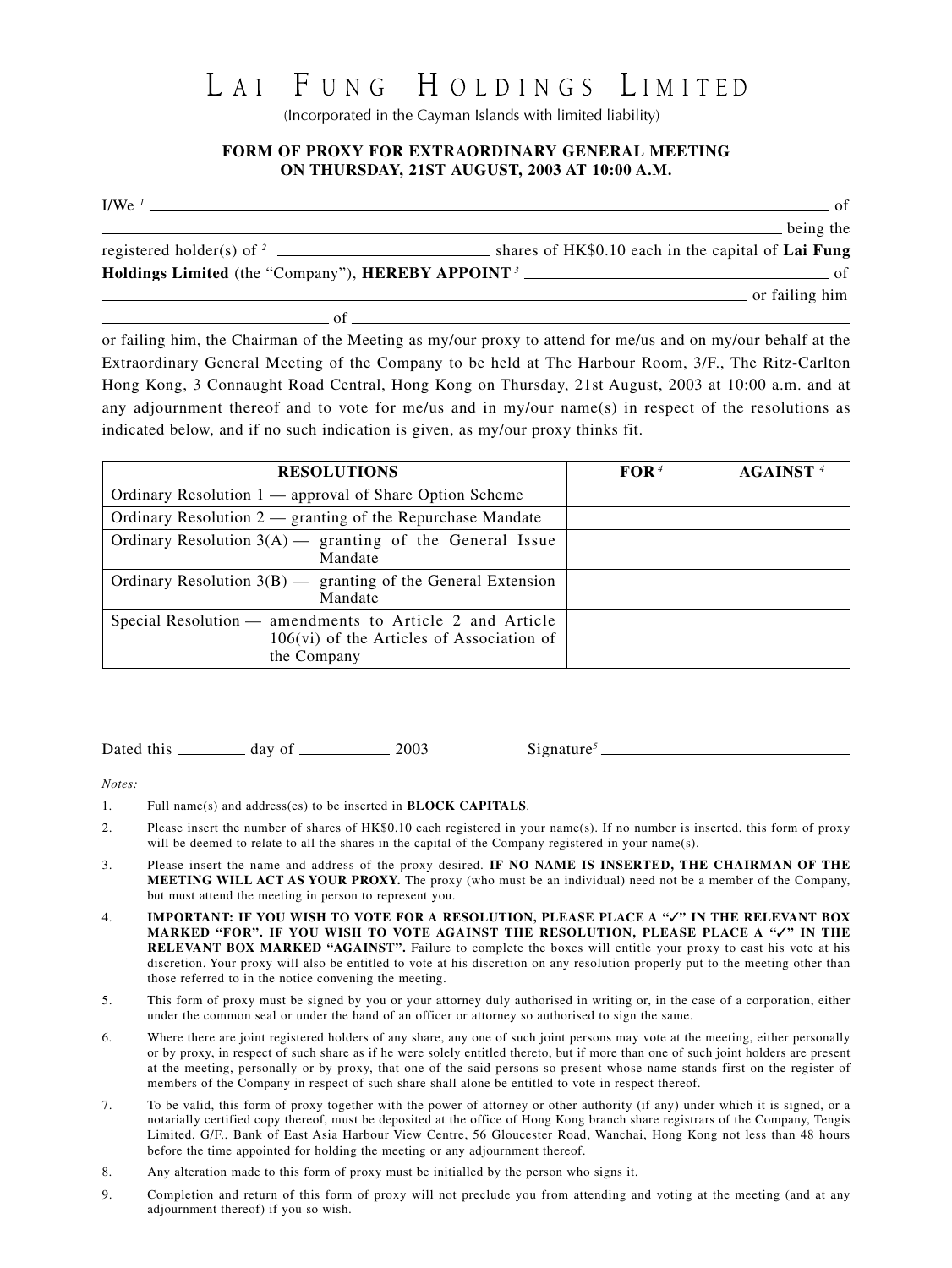# LAI FUNG HOLDINGS LIMITED

(Incorporated in the Cayman Islands with limited liability)

**FORM OF PROXY FOR EXTRAORDINARY GENERAL MEETING ON THURSDAY, 21ST AUGUST, 2003 AT 10:00 A.M.**

I/We [1] \_\_\_\_\_\_\_\_\_\_\_\_\_\_\_\_\_\_\_\_\_\_\_\_\_\_\_\_\_\_\_\_\_\_\_\_\_\_\_\_ of \_\_\_\_\_\_\_\_\_\_\_\_\_\_\_\_\_\_\_\_\_\_\_\_\_\_\_\_\_\_\_\_\_\_\_\_\_\_\_\_ being the registered holder(s) of [2] \_\_\_\_\_\_\_\_\_\_\_\_\_\_\_\_\_\_\_\_ shares of HK$0.10 each in the capital of **Lai Fung Holdings Limited** (the "Company"), **HEREBY APPOINT** [3] \_\_\_\_\_\_\_\_\_\_\_\_\_\_\_\_\_\_\_\_\_\_\_\_\_\_\_\_\_\_ of \_\_\_\_\_\_\_\_\_\_\_\_\_\_\_\_\_\_\_\_\_\_\_\_\_\_\_\_\_\_\_\_\_\_\_\_\_\_\_\_ or failing him \_\_\_\_\_\_\_\_\_\_\_\_\_\_\_\_\_\_\_\_ of \_\_\_\_\_\_\_\_\_\_\_\_\_\_\_\_\_\_\_\_\_\_\_\_\_\_\_\_\_\_\_\_\_\_\_\_\_\_\_\_

or failing him, the Chairman of the Meeting as my/our proxy to attend for me/us and on my/our behalf at the Extraordinary General Meeting of the Company to be held at The Harbour Room, 3/F., The Ritz-Carlton Hong Kong, 3 Connaught Road Central, Hong Kong on Thursday, 21st August, 2003 at 10:00 a.m. and at any adjournment thereof and to vote for me/us and in my/our name(s) in respect of the resolutions as indicated below, and if no such indication is given, as my/our proxy thinks fit.

| RESOLUTIONS | FOR [4] | AGAINST [4] |
|---|---|---|
| Ordinary Resolution 1 — approval of Share Option Scheme | | |
| Ordinary Resolution 2 — granting of the Repurchase Mandate | | |
| Ordinary Resolution 3(A) — granting of the General Issue Mandate | | |
| Ordinary Resolution 3(B) — granting of the General Extension Mandate | | |
| Special Resolution — amendments to Article 2 and Article 106(vi) of the Articles of Association of the Company | | |

Dated this \_\_\_\_\_\_\_\_ day of \_\_\_\_\_\_\_\_\_\_ 2003 Signature[5] \_\_\_\_\_\_\_\_\_\_\_\_\_\_\_\_\_\_\_\_\_\_\_\_

*Notes:*

1. Full name(s) and address(es) to be inserted in **BLOCK CAPITALS**.
2. Please insert the number of shares of HK$0.10 each registered in your name(s). If no number is inserted, this form of proxy will be deemed to relate to all the shares in the capital of the Company registered in your name(s).
3. Please insert the name and address of the proxy desired. **IF NO NAME IS INSERTED, THE CHAIRMAN OF THE MEETING WILL ACT AS YOUR PROXY.** The proxy (who must be an individual) need not be a member of the Company, but must attend the meeting in person to represent you.
4. **IMPORTANT: IF YOU WISH TO VOTE FOR A RESOLUTION, PLEASE PLACE A "✓" IN THE RELEVANT BOX MARKED "FOR". IF YOU WISH TO VOTE AGAINST THE RESOLUTION, PLEASE PLACE A "✓" IN THE RELEVANT BOX MARKED "AGAINST".** Failure to complete the boxes will entitle your proxy to cast his vote at his discretion. Your proxy will also be entitled to vote at his discretion on any resolution properly put to the meeting other than those referred to in the notice convening the meeting.
5. This form of proxy must be signed by you or your attorney duly authorised in writing or, in the case of a corporation, either under the common seal or under the hand of an officer or attorney so authorised to sign the same.
6. Where there are joint registered holders of any share, any one of such joint persons may vote at the meeting, either personally or by proxy, in respect of such share as if he were solely entitled thereto, but if more than one of such joint holders are present at the meeting, personally or by proxy, that one of the said persons so present whose name stands first on the register of members of the Company in respect of such share shall alone be entitled to vote in respect thereof.
7. To be valid, this form of proxy together with the power of attorney or other authority (if any) under which it is signed, or a notarially certified copy thereof, must be deposited at the office of Hong Kong branch share registrars of the Company, Tengis Limited, G/F., Bank of East Asia Harbour View Centre, 56 Gloucester Road, Wanchai, Hong Kong not less than 48 hours before the time appointed for holding the meeting or any adjournment thereof.
8. Any alteration made to this form of proxy must be initialled by the person who signs it.
9. Completion and return of this form of proxy will not preclude you from attending and voting at the meeting (and at any adjournment thereof) if you so wish.